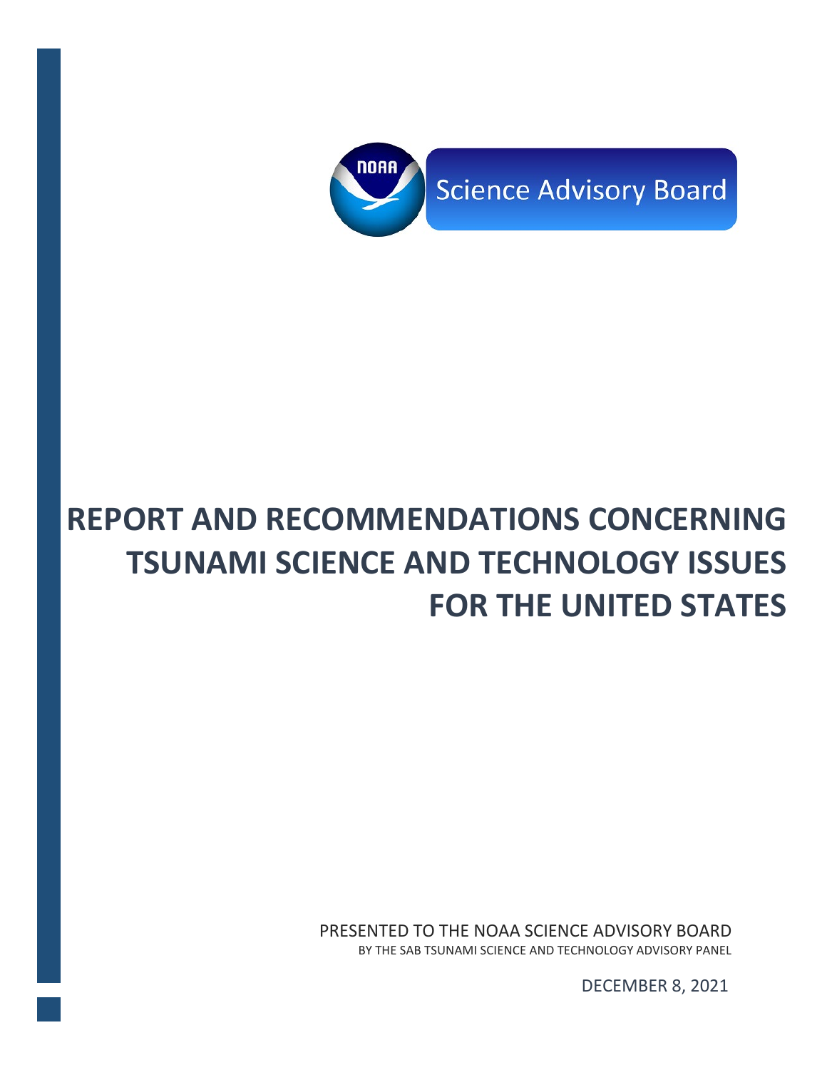NOAA Science Advisory Board

# REPORT AND RECOMMENDATIONS CONCERNING TSUNAMI SCIENCE AND TECHNOLOGY ISSUES FOR THE UNITED STATES

PRESENTED TO THE NOAA SCIENCE ADVISORY BOARD
BY THE SAB TSUNAMI SCIENCE AND TECHNOLOGY ADVISORY PANEL

DECEMBER 8, 2021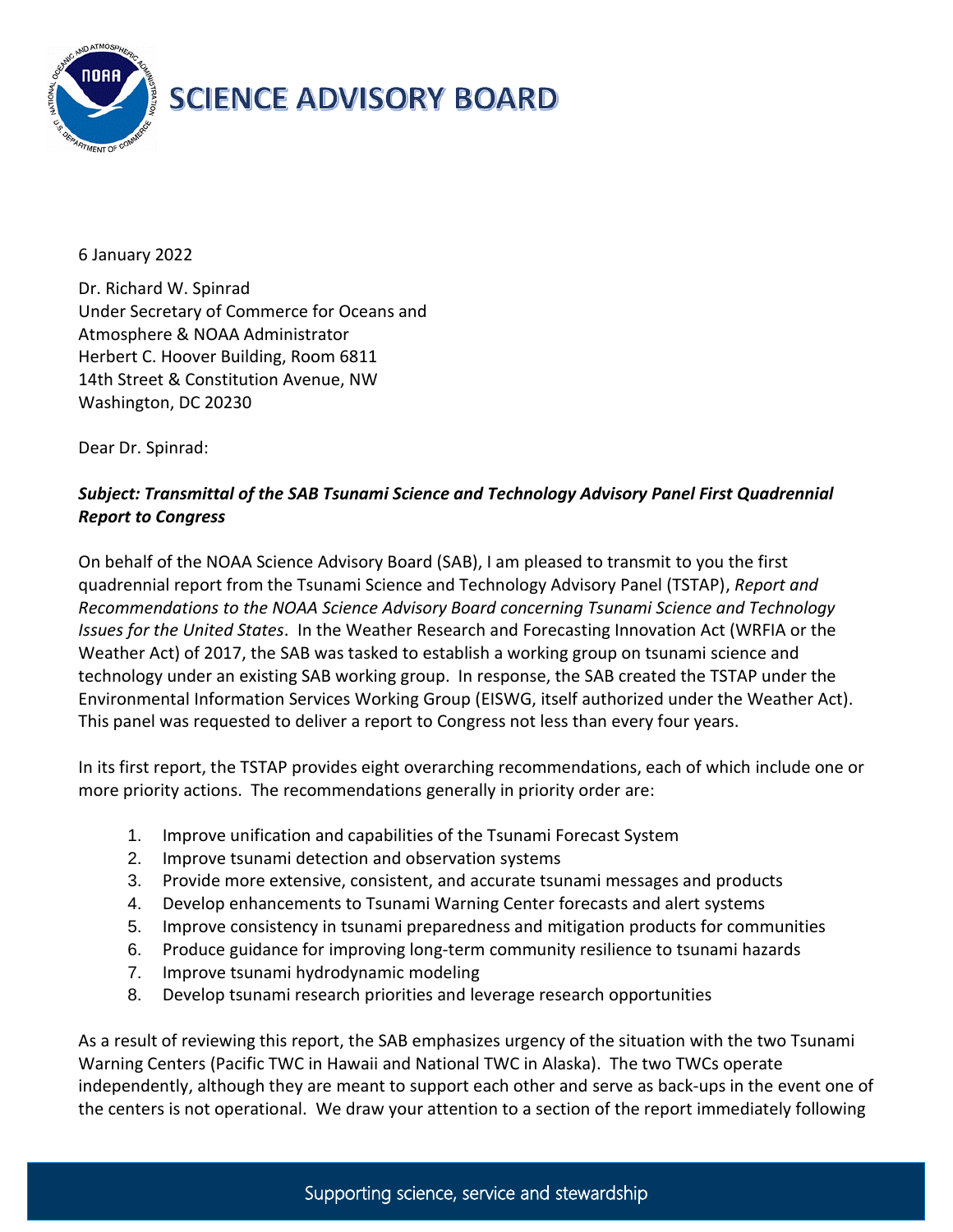6 January 2022

Dr. Richard W. Spinrad
Under Secretary of Commerce for Oceans and Atmosphere & NOAA Administrator
Herbert C. Hoover Building, Room 6811
14th Street & Constitution Avenue, NW
Washington, DC 20230

Dear Dr. Spinrad:

***Subject: Transmittal of the SAB Tsunami Science and Technology Advisory Panel First Quadrennial Report to Congress***

On behalf of the NOAA Science Advisory Board (SAB), I am pleased to transmit to you the first quadrennial report from the Tsunami Science and Technology Advisory Panel (TSTAP), *Report and Recommendations to the NOAA Science Advisory Board concerning Tsunami Science and Technology Issues for the United States*. In the Weather Research and Forecasting Innovation Act (WRFIA or the Weather Act) of 2017, the SAB was tasked to establish a working group on tsunami science and technology under an existing SAB working group. In response, the SAB created the TSTAP under the Environmental Information Services Working Group (EISWG, itself authorized under the Weather Act). This panel was requested to deliver a report to Congress not less than every four years.

In its first report, the TSTAP provides eight overarching recommendations, each of which include one or more priority actions. The recommendations generally in priority order are:

1. Improve unification and capabilities of the Tsunami Forecast System
2. Improve tsunami detection and observation systems
3. Provide more extensive, consistent, and accurate tsunami messages and products
4. Develop enhancements to Tsunami Warning Center forecasts and alert systems
5. Improve consistency in tsunami preparedness and mitigation products for communities
6. Produce guidance for improving long-term community resilience to tsunami hazards
7. Improve tsunami hydrodynamic modeling
8. Develop tsunami research priorities and leverage research opportunities

As a result of reviewing this report, the SAB emphasizes urgency of the situation with the two Tsunami Warning Centers (Pacific TWC in Hawaii and National TWC in Alaska). The two TWCs operate independently, although they are meant to support each other and serve as back-ups in the event one of the centers is not operational. We draw your attention to a section of the report immediately following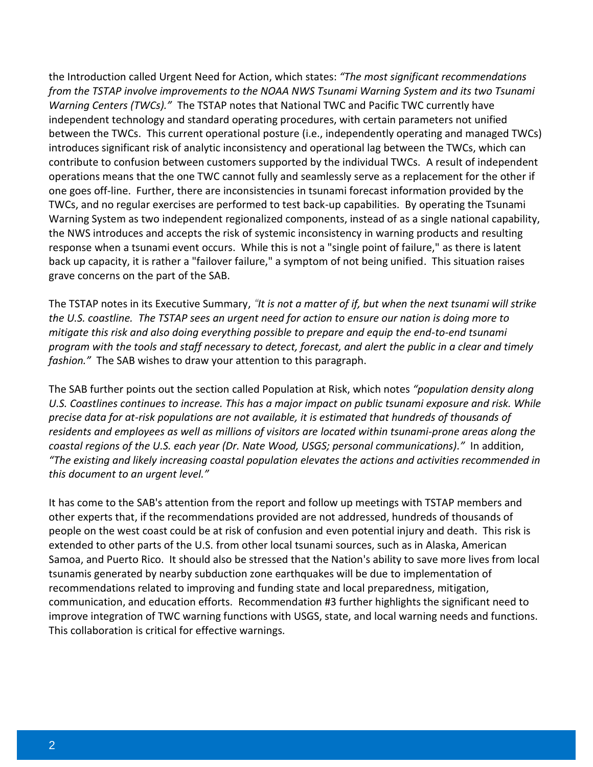the Introduction called Urgent Need for Action, which states: *"The most significant recommendations from the TSTAP involve improvements to the NOAA NWS Tsunami Warning System and its two Tsunami Warning Centers (TWCs)."* The TSTAP notes that National TWC and Pacific TWC currently have independent technology and standard operating procedures, with certain parameters not unified between the TWCs. This current operational posture (i.e., independently operating and managed TWCs) introduces significant risk of analytic inconsistency and operational lag between the TWCs, which can contribute to confusion between customers supported by the individual TWCs. A result of independent operations means that the one TWC cannot fully and seamlessly serve as a replacement for the other if one goes off-line. Further, there are inconsistencies in tsunami forecast information provided by the TWCs, and no regular exercises are performed to test back-up capabilities. By operating the Tsunami Warning System as two independent regionalized components, instead of as a single national capability, the NWS introduces and accepts the risk of systemic inconsistency in warning products and resulting response when a tsunami event occurs. While this is not a "single point of failure," as there is latent back up capacity, it is rather a "failover failure," a symptom of not being unified. This situation raises grave concerns on the part of the SAB.

The TSTAP notes in its Executive Summary, *"It is not a matter of if, but when the next tsunami will strike the U.S. coastline. The TSTAP sees an urgent need for action to ensure our nation is doing more to mitigate this risk and also doing everything possible to prepare and equip the end-to-end tsunami program with the tools and staff necessary to detect, forecast, and alert the public in a clear and timely fashion."* The SAB wishes to draw your attention to this paragraph.

The SAB further points out the section called Population at Risk, which notes *"population density along U.S. Coastlines continues to increase. This has a major impact on public tsunami exposure and risk. While precise data for at-risk populations are not available, it is estimated that hundreds of thousands of residents and employees as well as millions of visitors are located within tsunami-prone areas along the coastal regions of the U.S. each year (Dr. Nate Wood, USGS; personal communications)."* In addition, *"The existing and likely increasing coastal population elevates the actions and activities recommended in this document to an urgent level."*

It has come to the SAB's attention from the report and follow up meetings with TSTAP members and other experts that, if the recommendations provided are not addressed, hundreds of thousands of people on the west coast could be at risk of confusion and even potential injury and death. This risk is extended to other parts of the U.S. from other local tsunami sources, such as in Alaska, American Samoa, and Puerto Rico. It should also be stressed that the Nation's ability to save more lives from local tsunamis generated by nearby subduction zone earthquakes will be due to implementation of recommendations related to improving and funding state and local preparedness, mitigation, communication, and education efforts. Recommendation #3 further highlights the significant need to improve integration of TWC warning functions with USGS, state, and local warning needs and functions. This collaboration is critical for effective warnings.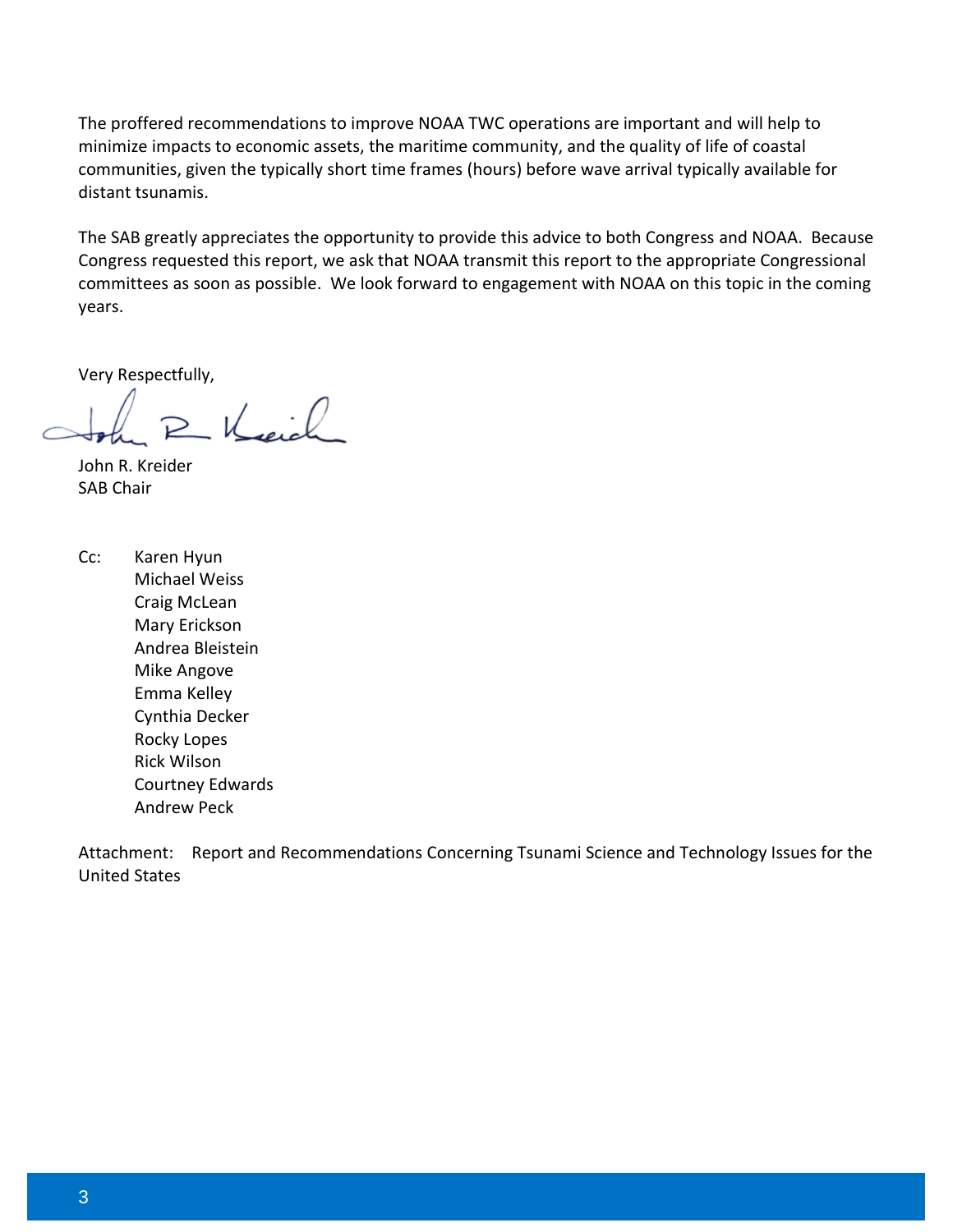The proffered recommendations to improve NOAA TWC operations are important and will help to minimize impacts to economic assets, the maritime community, and the quality of life of coastal communities, given the typically short time frames (hours) before wave arrival typically available for distant tsunamis.

The SAB greatly appreciates the opportunity to provide this advice to both Congress and NOAA. Because Congress requested this report, we ask that NOAA transmit this report to the appropriate Congressional committees as soon as possible. We look forward to engagement with NOAA on this topic in the coming years.

Very Respectfully,

John R. Kreider
SAB Chair

Cc:
Karen Hyun
Michael Weiss
Craig McLean
Mary Erickson
Andrea Bleistein
Mike Angove
Emma Kelley
Cynthia Decker
Rocky Lopes
Rick Wilson
Courtney Edwards
Andrew Peck

Attachment: Report and Recommendations Concerning Tsunami Science and Technology Issues for the United States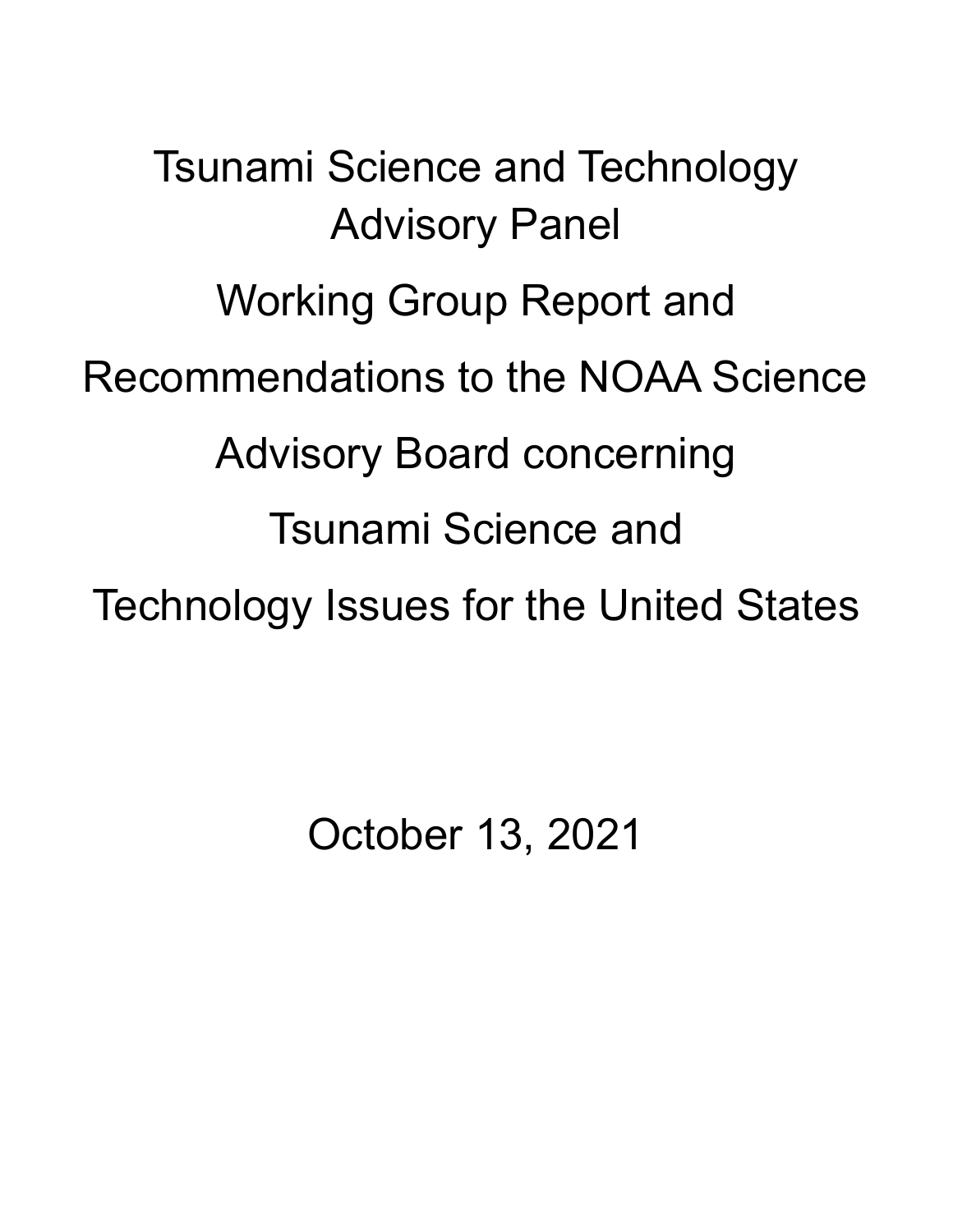# Tsunami Science and Technology Advisory Panel

# Working Group Report and Recommendations to the NOAA Science Advisory Board concerning Tsunami Science and Technology Issues for the United States

October 13, 2021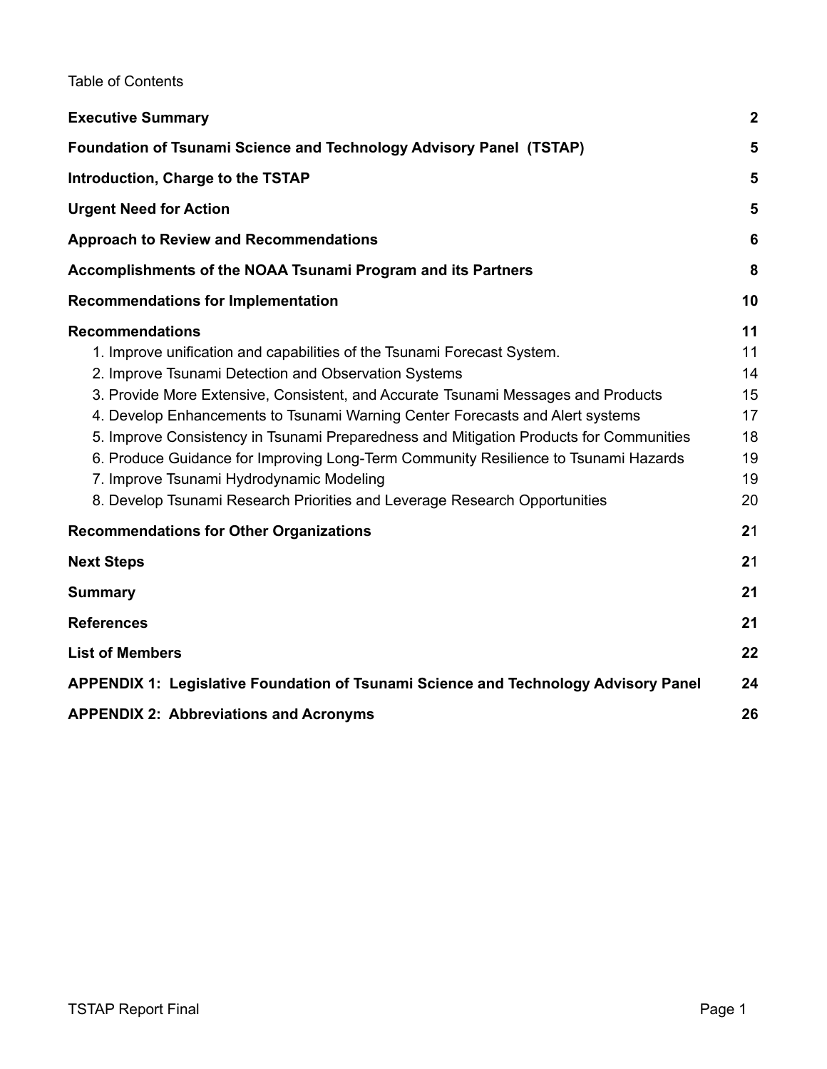Table of Contents

| | |
|---|---|
| **Executive Summary** | **2** |
| **Foundation of Tsunami Science and Technology Advisory Panel (TSTAP)** | **5** |
| **Introduction, Charge to the TSTAP** | **5** |
| **Urgent Need for Action** | **5** |
| **Approach to Review and Recommendations** | **6** |
| **Accomplishments of the NOAA Tsunami Program and its Partners** | **8** |
| **Recommendations for Implementation** | **10** |
| **Recommendations** | **11** |
| 1. Improve unification and capabilities of the Tsunami Forecast System. | 11 |
| 2. Improve Tsunami Detection and Observation Systems | 14 |
| 3. Provide More Extensive, Consistent, and Accurate Tsunami Messages and Products | 15 |
| 4. Develop Enhancements to Tsunami Warning Center Forecasts and Alert systems | 17 |
| 5. Improve Consistency in Tsunami Preparedness and Mitigation Products for Communities | 18 |
| 6. Produce Guidance for Improving Long-Term Community Resilience to Tsunami Hazards | 19 |
| 7. Improve Tsunami Hydrodynamic Modeling | 19 |
| 8. Develop Tsunami Research Priorities and Leverage Research Opportunities | 20 |
| **Recommendations for Other Organizations** | **2**1 |
| **Next Steps** | **2**1 |
| **Summary** | **21** |
| **References** | **21** |
| **List of Members** | **22** |
| **APPENDIX 1: Legislative Foundation of Tsunami Science and Technology Advisory Panel** | **24** |
| **APPENDIX 2: Abbreviations and Acronyms** | **26** |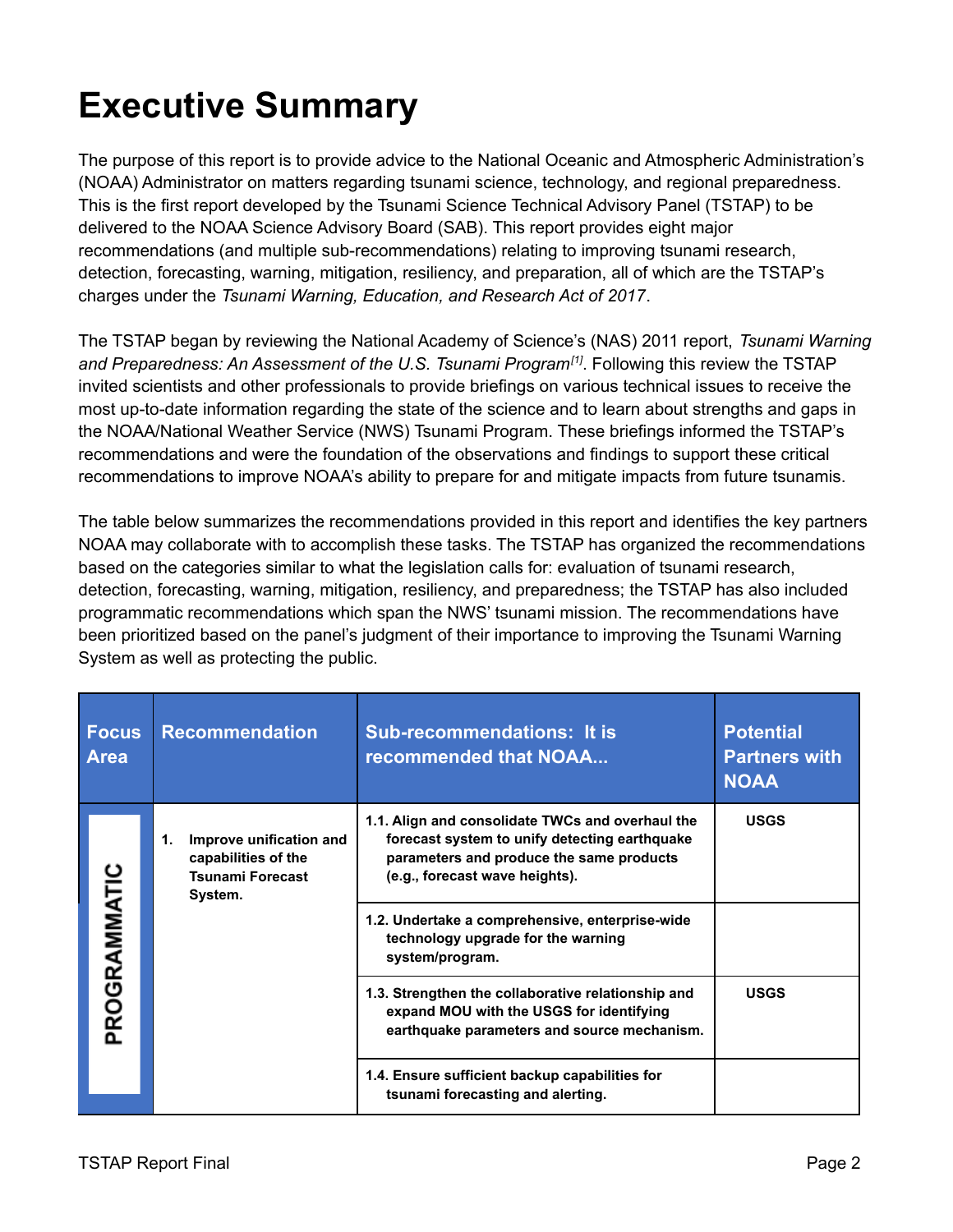# Executive Summary

The purpose of this report is to provide advice to the National Oceanic and Atmospheric Administration's (NOAA) Administrator on matters regarding tsunami science, technology, and regional preparedness. This is the first report developed by the Tsunami Science Technical Advisory Panel (TSTAP) to be delivered to the NOAA Science Advisory Board (SAB). This report provides eight major recommendations (and multiple sub-recommendations) relating to improving tsunami research, detection, forecasting, warning, mitigation, resiliency, and preparation, all of which are the TSTAP's charges under the *Tsunami Warning, Education, and Research Act of 2017*.

The TSTAP began by reviewing the National Academy of Science's (NAS) 2011 report, *Tsunami Warning and Preparedness: An Assessment of the U.S. Tsunami Program*[1]. Following this review the TSTAP invited scientists and other professionals to provide briefings on various technical issues to receive the most up-to-date information regarding the state of the science and to learn about strengths and gaps in the NOAA/National Weather Service (NWS) Tsunami Program. These briefings informed the TSTAP's recommendations and were the foundation of the observations and findings to support these critical recommendations to improve NOAA's ability to prepare for and mitigate impacts from future tsunamis.

The table below summarizes the recommendations provided in this report and identifies the key partners NOAA may collaborate with to accomplish these tasks. The TSTAP has organized the recommendations based on the categories similar to what the legislation calls for: evaluation of tsunami research, detection, forecasting, warning, mitigation, resiliency, and preparedness; the TSTAP has also included programmatic recommendations which span the NWS' tsunami mission. The recommendations have been prioritized based on the panel's judgment of their importance to improving the Tsunami Warning System as well as protecting the public.

| Focus Area | Recommendation | Sub-recommendations: It is recommended that NOAA... | Potential Partners with NOAA |
|---|---|---|---|
| PROGRAMMATIC | **1. Improve unification and capabilities of the Tsunami Forecast System.** | **1.1. Align and consolidate TWCs and overhaul the forecast system to unify detecting earthquake parameters and produce the same products (e.g., forecast wave heights).** | **USGS** |
| | | **1.2. Undertake a comprehensive, enterprise-wide technology upgrade for the warning system/program.** | |
| | | **1.3. Strengthen the collaborative relationship and expand MOU with the USGS for identifying earthquake parameters and source mechanism.** | **USGS** |
| | | **1.4. Ensure sufficient backup capabilities for tsunami forecasting and alerting.** | |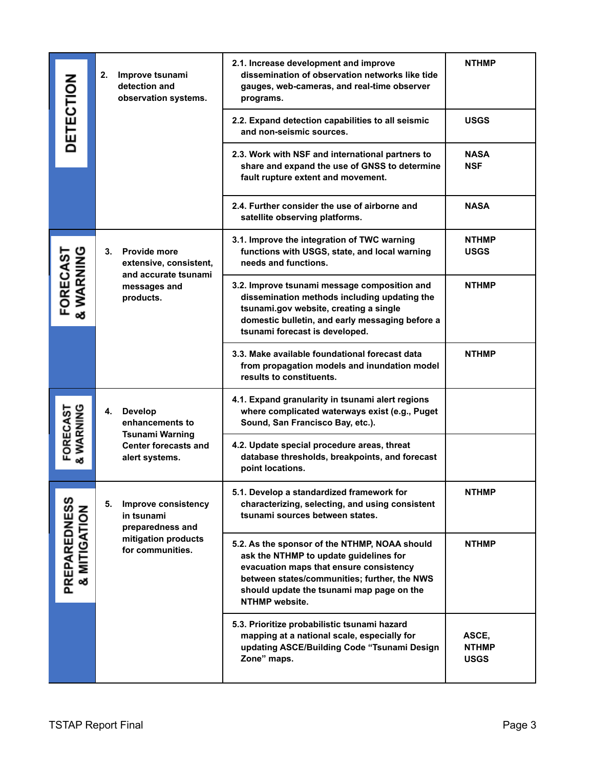| | | | |
|---|---|---|---|
| DETECTION | 2. Improve tsunami detection and observation systems. | 2.1. Increase development and improve dissemination of observation networks like tide gauges, web-cameras, and real-time observer programs. | NTHMP |
| | | 2.2. Expand detection capabilities to all seismic and non-seismic sources. | USGS |
| | | 2.3. Work with NSF and international partners to share and expand the use of GNSS to determine fault rupture extent and movement. | NASA<br>NSF |
| | | 2.4. Further consider the use of airborne and satellite observing platforms. | NASA |
| FORECAST & WARNING | 3. Provide more extensive, consistent, and accurate tsunami messages and products. | 3.1. Improve the integration of TWC warning functions with USGS, state, and local warning needs and functions. | NTHMP<br>USGS |
| | | 3.2. Improve tsunami message composition and dissemination methods including updating the tsunami.gov website, creating a single domestic bulletin, and early messaging before a tsunami forecast is developed. | NTHMP |
| | | 3.3. Make available foundational forecast data from propagation models and inundation model results to constituents. | NTHMP |
| FORECAST & WARNING | 4. Develop enhancements to Tsunami Warning Center forecasts and alert systems. | 4.1. Expand granularity in tsunami alert regions where complicated waterways exist (e.g., Puget Sound, San Francisco Bay, etc.). | |
| | | 4.2. Update special procedure areas, threat database thresholds, breakpoints, and forecast point locations. | |
| PREPAREDNESS & MITIGATION | 5. Improve consistency in tsunami preparedness and mitigation products for communities. | 5.1. Develop a standardized framework for characterizing, selecting, and using consistent tsunami sources between states. | NTHMP |
| | | 5.2. As the sponsor of the NTHMP, NOAA should ask the NTHMP to update guidelines for evacuation maps that ensure consistency between states/communities; further, the NWS should update the tsunami map page on the NTHMP website. | NTHMP |
| | | 5.3. Prioritize probabilistic tsunami hazard mapping at a national scale, especially for updating ASCE/Building Code "Tsunami Design Zone" maps. | ASCE,<br>NTHMP<br>USGS |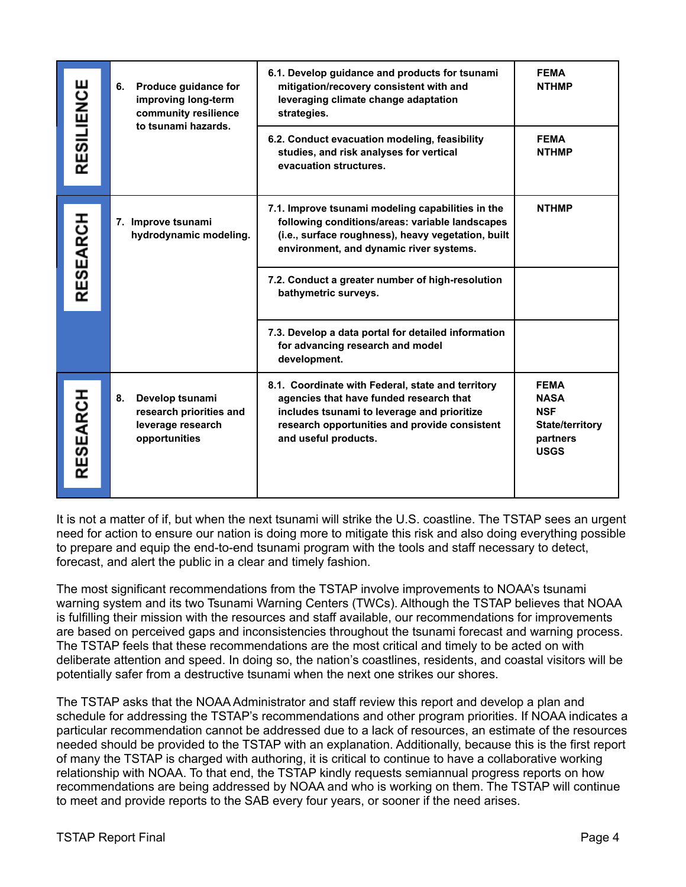| | | | |
|---|---|---|---|
| **RESILIENCE** | **6. Produce guidance for improving long-term community resilience to tsunami hazards.** | **6.1. Develop guidance and products for tsunami mitigation/recovery consistent with and leveraging climate change adaptation strategies.** | **FEMA NTHMP** |
| | | **6.2. Conduct evacuation modeling, feasibility studies, and risk analyses for vertical evacuation structures.** | **FEMA NTHMP** |
| **RESEARCH** | **7. Improve tsunami hydrodynamic modeling.** | **7.1. Improve tsunami modeling capabilities in the following conditions/areas: variable landscapes (i.e., surface roughness), heavy vegetation, built environment, and dynamic river systems.** | **NTHMP** |
| | | **7.2. Conduct a greater number of high-resolution bathymetric surveys.** | |
| | | **7.3. Develop a data portal for detailed information for advancing research and model development.** | |
| **RESEARCH** | **8. Develop tsunami research priorities and leverage research opportunities** | **8.1. Coordinate with Federal, state and territory agencies that have funded research that includes tsunami to leverage and prioritize research opportunities and provide consistent and useful products.** | **FEMA NASA NSF State/territory partners USGS** |

It is not a matter of if, but when the next tsunami will strike the U.S. coastline. The TSTAP sees an urgent need for action to ensure our nation is doing more to mitigate this risk and also doing everything possible to prepare and equip the end-to-end tsunami program with the tools and staff necessary to detect, forecast, and alert the public in a clear and timely fashion.

The most significant recommendations from the TSTAP involve improvements to NOAA's tsunami warning system and its two Tsunami Warning Centers (TWCs). Although the TSTAP believes that NOAA is fulfilling their mission with the resources and staff available, our recommendations for improvements are based on perceived gaps and inconsistencies throughout the tsunami forecast and warning process. The TSTAP feels that these recommendations are the most critical and timely to be acted on with deliberate attention and speed. In doing so, the nation's coastlines, residents, and coastal visitors will be potentially safer from a destructive tsunami when the next one strikes our shores.

The TSTAP asks that the NOAA Administrator and staff review this report and develop a plan and schedule for addressing the TSTAP's recommendations and other program priorities. If NOAA indicates a particular recommendation cannot be addressed due to a lack of resources, an estimate of the resources needed should be provided to the TSTAP with an explanation. Additionally, because this is the first report of many the TSTAP is charged with authoring, it is critical to continue to have a collaborative working relationship with NOAA. To that end, the TSTAP kindly requests semiannual progress reports on how recommendations are being addressed by NOAA and who is working on them. The TSTAP will continue to meet and provide reports to the SAB every four years, or sooner if the need arises.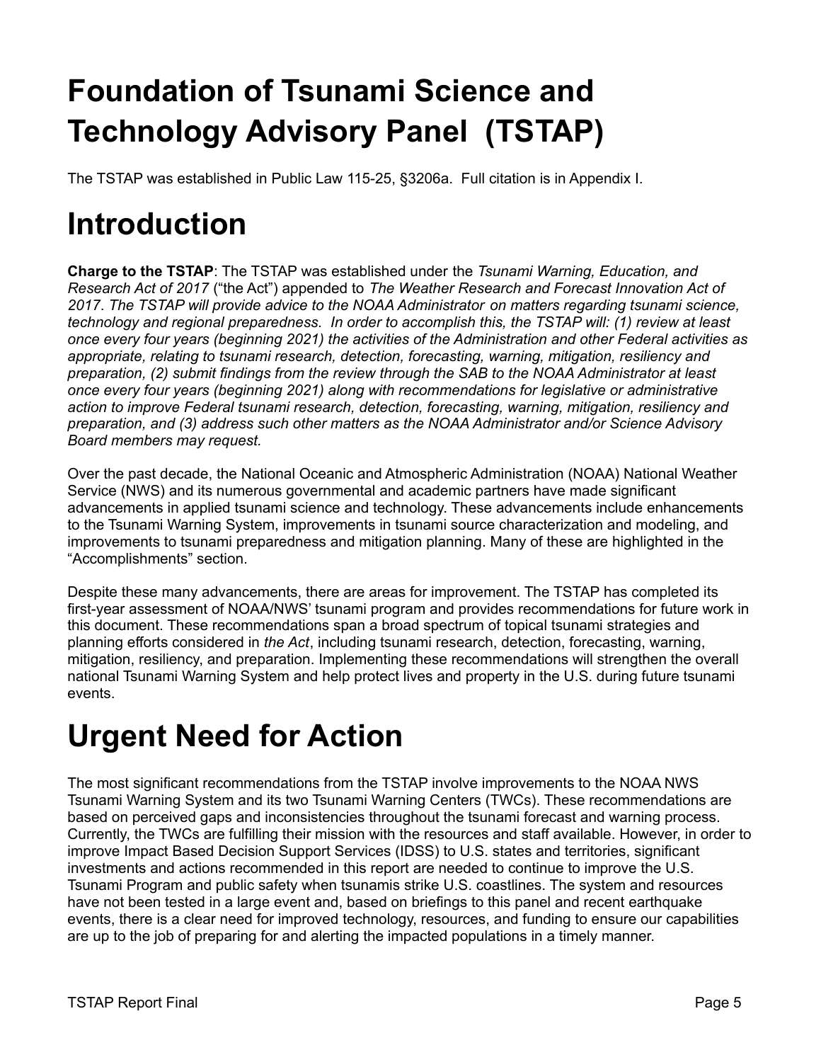# Foundation of Tsunami Science and Technology Advisory Panel (TSTAP)

The TSTAP was established in Public Law 115-25, §3206a. Full citation is in Appendix I.

# Introduction

**Charge to the TSTAP**: The TSTAP was established under the *Tsunami Warning, Education, and Research Act of 2017* ("the Act") appended to *The Weather Research and Forecast Innovation Act of 2017*. *The TSTAP will provide advice to the NOAA Administrator on matters regarding tsunami science, technology and regional preparedness. In order to accomplish this, the TSTAP will: (1) review at least once every four years (beginning 2021) the activities of the Administration and other Federal activities as appropriate, relating to tsunami research, detection, forecasting, warning, mitigation, resiliency and preparation, (2) submit findings from the review through the SAB to the NOAA Administrator at least once every four years (beginning 2021) along with recommendations for legislative or administrative action to improve Federal tsunami research, detection, forecasting, warning, mitigation, resiliency and preparation, and (3) address such other matters as the NOAA Administrator and/or Science Advisory Board members may request.*

Over the past decade, the National Oceanic and Atmospheric Administration (NOAA) National Weather Service (NWS) and its numerous governmental and academic partners have made significant advancements in applied tsunami science and technology. These advancements include enhancements to the Tsunami Warning System, improvements in tsunami source characterization and modeling, and improvements to tsunami preparedness and mitigation planning. Many of these are highlighted in the "Accomplishments" section.

Despite these many advancements, there are areas for improvement. The TSTAP has completed its first-year assessment of NOAA/NWS' tsunami program and provides recommendations for future work in this document. These recommendations span a broad spectrum of topical tsunami strategies and planning efforts considered in *the Act*, including tsunami research, detection, forecasting, warning, mitigation, resiliency, and preparation. Implementing these recommendations will strengthen the overall national Tsunami Warning System and help protect lives and property in the U.S. during future tsunami events.

# Urgent Need for Action

The most significant recommendations from the TSTAP involve improvements to the NOAA NWS Tsunami Warning System and its two Tsunami Warning Centers (TWCs). These recommendations are based on perceived gaps and inconsistencies throughout the tsunami forecast and warning process. Currently, the TWCs are fulfilling their mission with the resources and staff available. However, in order to improve Impact Based Decision Support Services (IDSS) to U.S. states and territories, significant investments and actions recommended in this report are needed to continue to improve the U.S. Tsunami Program and public safety when tsunamis strike U.S. coastlines. The system and resources have not been tested in a large event and, based on briefings to this panel and recent earthquake events, there is a clear need for improved technology, resources, and funding to ensure our capabilities are up to the job of preparing for and alerting the impacted populations in a timely manner.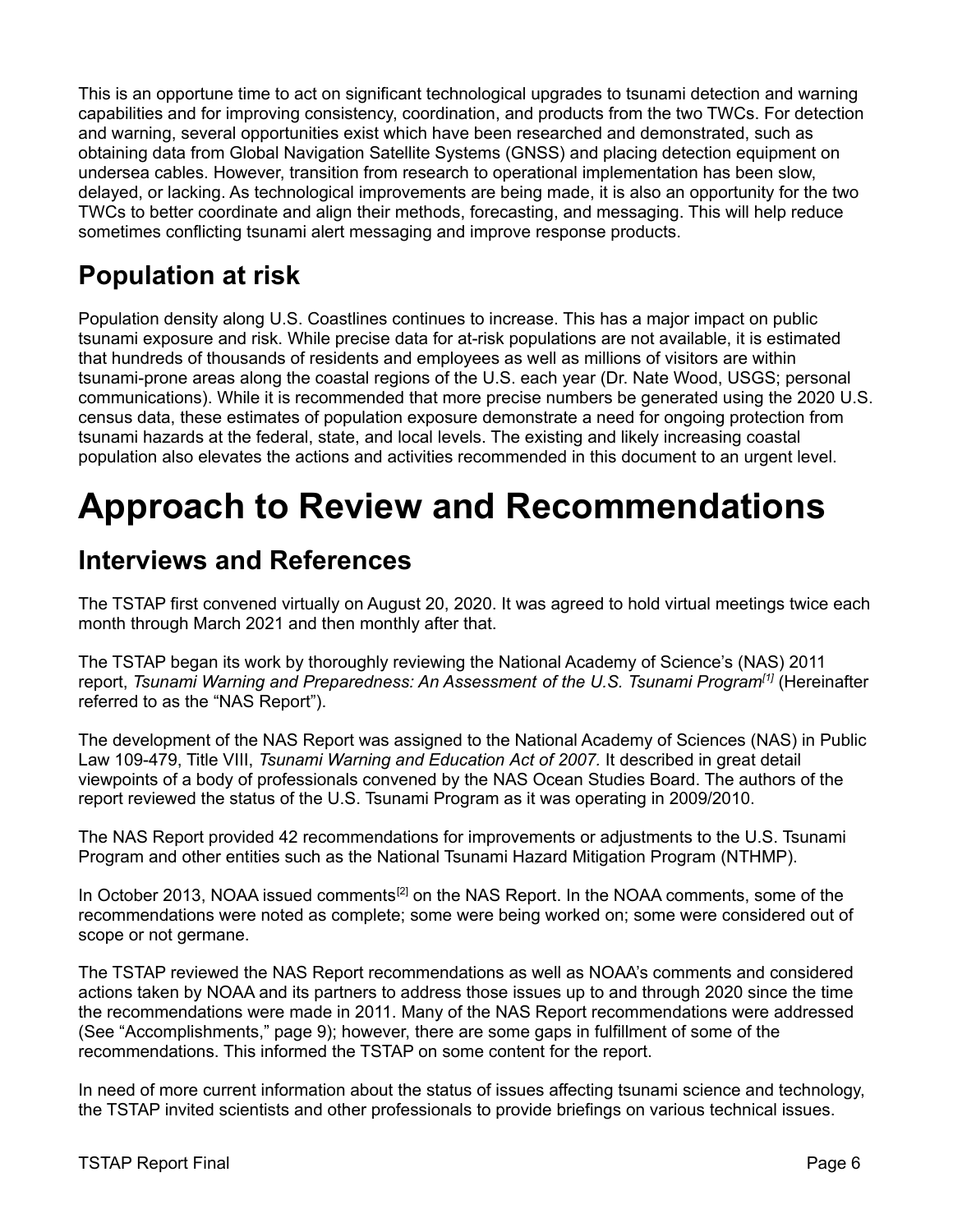This is an opportune time to act on significant technological upgrades to tsunami detection and warning capabilities and for improving consistency, coordination, and products from the two TWCs. For detection and warning, several opportunities exist which have been researched and demonstrated, such as obtaining data from Global Navigation Satellite Systems (GNSS) and placing detection equipment on undersea cables. However, transition from research to operational implementation has been slow, delayed, or lacking. As technological improvements are being made, it is also an opportunity for the two TWCs to better coordinate and align their methods, forecasting, and messaging. This will help reduce sometimes conflicting tsunami alert messaging and improve response products.

## Population at risk

Population density along U.S. Coastlines continues to increase. This has a major impact on public tsunami exposure and risk. While precise data for at-risk populations are not available, it is estimated that hundreds of thousands of residents and employees as well as millions of visitors are within tsunami-prone areas along the coastal regions of the U.S. each year (Dr. Nate Wood, USGS; personal communications). While it is recommended that more precise numbers be generated using the 2020 U.S. census data, these estimates of population exposure demonstrate a need for ongoing protection from tsunami hazards at the federal, state, and local levels. The existing and likely increasing coastal population also elevates the actions and activities recommended in this document to an urgent level.

# Approach to Review and Recommendations

## Interviews and References

The TSTAP first convened virtually on August 20, 2020. It was agreed to hold virtual meetings twice each month through March 2021 and then monthly after that.

The TSTAP began its work by thoroughly reviewing the National Academy of Science's (NAS) 2011 report, *Tsunami Warning and Preparedness: An Assessment of the U.S. Tsunami Program*[1] (Hereinafter referred to as the "NAS Report").

The development of the NAS Report was assigned to the National Academy of Sciences (NAS) in Public Law 109-479, Title VIII, *Tsunami Warning and Education Act of 2007.* It described in great detail viewpoints of a body of professionals convened by the NAS Ocean Studies Board. The authors of the report reviewed the status of the U.S. Tsunami Program as it was operating in 2009/2010.

The NAS Report provided 42 recommendations for improvements or adjustments to the U.S. Tsunami Program and other entities such as the National Tsunami Hazard Mitigation Program (NTHMP).

In October 2013, NOAA issued comments[2] on the NAS Report. In the NOAA comments, some of the recommendations were noted as complete; some were being worked on; some were considered out of scope or not germane.

The TSTAP reviewed the NAS Report recommendations as well as NOAA's comments and considered actions taken by NOAA and its partners to address those issues up to and through 2020 since the time the recommendations were made in 2011. Many of the NAS Report recommendations were addressed (See "Accomplishments," page 9); however, there are some gaps in fulfillment of some of the recommendations. This informed the TSTAP on some content for the report.

In need of more current information about the status of issues affecting tsunami science and technology, the TSTAP invited scientists and other professionals to provide briefings on various technical issues.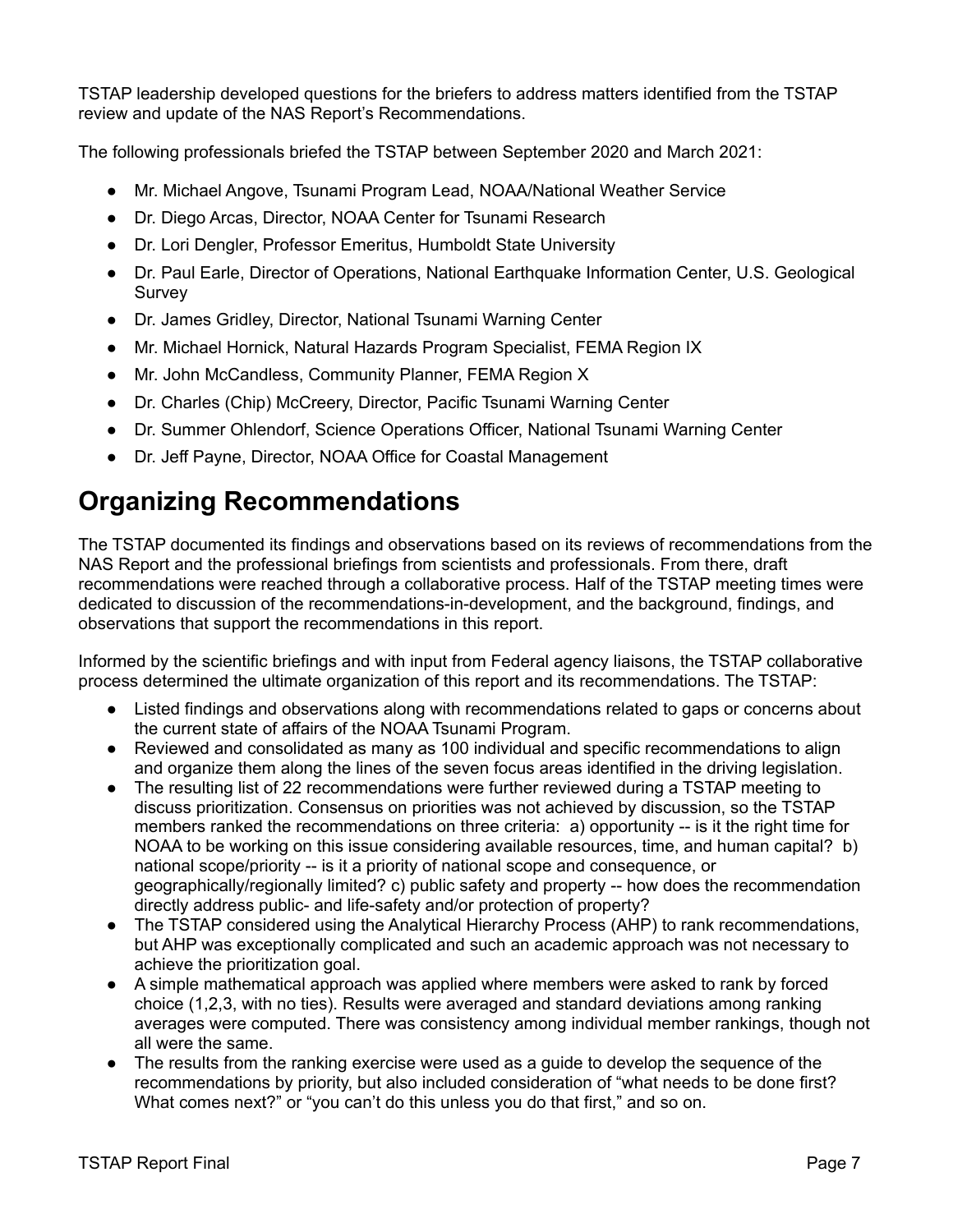TSTAP leadership developed questions for the briefers to address matters identified from the TSTAP review and update of the NAS Report's Recommendations.

The following professionals briefed the TSTAP between September 2020 and March 2021:

- Mr. Michael Angove, Tsunami Program Lead, NOAA/National Weather Service
- Dr. Diego Arcas, Director, NOAA Center for Tsunami Research
- Dr. Lori Dengler, Professor Emeritus, Humboldt State University
- Dr. Paul Earle, Director of Operations, National Earthquake Information Center, U.S. Geological Survey
- Dr. James Gridley, Director, National Tsunami Warning Center
- Mr. Michael Hornick, Natural Hazards Program Specialist, FEMA Region IX
- Mr. John McCandless, Community Planner, FEMA Region X
- Dr. Charles (Chip) McCreery, Director, Pacific Tsunami Warning Center
- Dr. Summer Ohlendorf, Science Operations Officer, National Tsunami Warning Center
- Dr. Jeff Payne, Director, NOAA Office for Coastal Management

# Organizing Recommendations

The TSTAP documented its findings and observations based on its reviews of recommendations from the NAS Report and the professional briefings from scientists and professionals. From there, draft recommendations were reached through a collaborative process. Half of the TSTAP meeting times were dedicated to discussion of the recommendations-in-development, and the background, findings, and observations that support the recommendations in this report.

Informed by the scientific briefings and with input from Federal agency liaisons, the TSTAP collaborative process determined the ultimate organization of this report and its recommendations. The TSTAP:

- Listed findings and observations along with recommendations related to gaps or concerns about the current state of affairs of the NOAA Tsunami Program.
- Reviewed and consolidated as many as 100 individual and specific recommendations to align and organize them along the lines of the seven focus areas identified in the driving legislation.
- The resulting list of 22 recommendations were further reviewed during a TSTAP meeting to discuss prioritization. Consensus on priorities was not achieved by discussion, so the TSTAP members ranked the recommendations on three criteria: a) opportunity -- is it the right time for NOAA to be working on this issue considering available resources, time, and human capital? b) national scope/priority -- is it a priority of national scope and consequence, or geographically/regionally limited? c) public safety and property -- how does the recommendation directly address public- and life-safety and/or protection of property?
- The TSTAP considered using the Analytical Hierarchy Process (AHP) to rank recommendations, but AHP was exceptionally complicated and such an academic approach was not necessary to achieve the prioritization goal.
- A simple mathematical approach was applied where members were asked to rank by forced choice (1,2,3, with no ties). Results were averaged and standard deviations among ranking averages were computed. There was consistency among individual member rankings, though not all were the same.
- The results from the ranking exercise were used as a guide to develop the sequence of the recommendations by priority, but also included consideration of "what needs to be done first? What comes next?" or "you can't do this unless you do that first," and so on.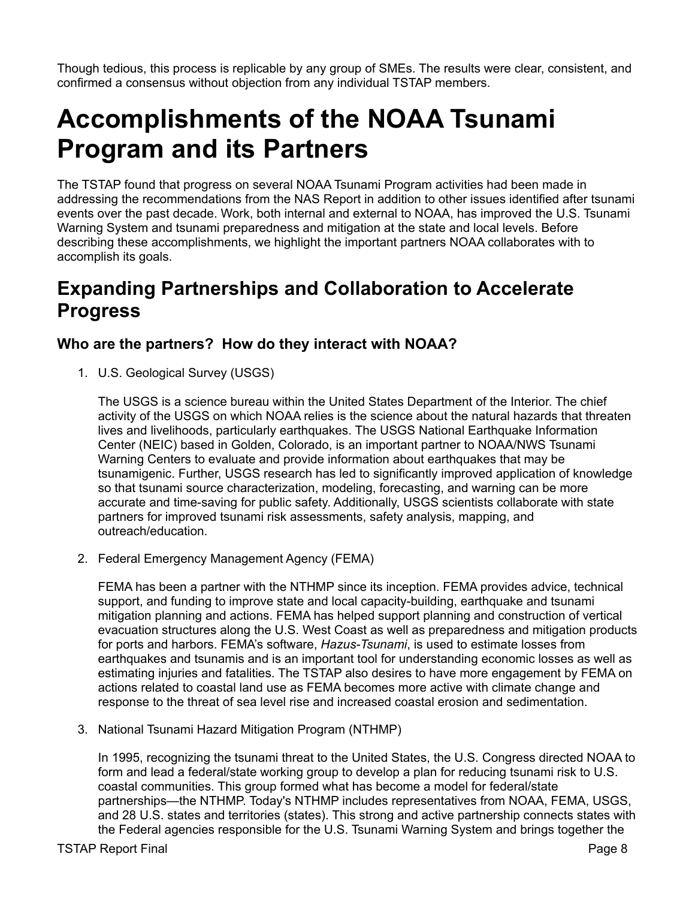Though tedious, this process is replicable by any group of SMEs. The results were clear, consistent, and confirmed a consensus without objection from any individual TSTAP members.

# Accomplishments of the NOAA Tsunami Program and its Partners

The TSTAP found that progress on several NOAA Tsunami Program activities had been made in addressing the recommendations from the NAS Report in addition to other issues identified after tsunami events over the past decade. Work, both internal and external to NOAA, has improved the U.S. Tsunami Warning System and tsunami preparedness and mitigation at the state and local levels. Before describing these accomplishments, we highlight the important partners NOAA collaborates with to accomplish its goals.

## Expanding Partnerships and Collaboration to Accelerate Progress

### Who are the partners? How do they interact with NOAA?

1. U.S. Geological Survey (USGS)

   The USGS is a science bureau within the United States Department of the Interior. The chief activity of the USGS on which NOAA relies is the science about the natural hazards that threaten lives and livelihoods, particularly earthquakes. The USGS National Earthquake Information Center (NEIC) based in Golden, Colorado, is an important partner to NOAA/NWS Tsunami Warning Centers to evaluate and provide information about earthquakes that may be tsunamigenic. Further, USGS research has led to significantly improved application of knowledge so that tsunami source characterization, modeling, forecasting, and warning can be more accurate and time-saving for public safety. Additionally, USGS scientists collaborate with state partners for improved tsunami risk assessments, safety analysis, mapping, and outreach/education.

2. Federal Emergency Management Agency (FEMA)

   FEMA has been a partner with the NTHMP since its inception. FEMA provides advice, technical support, and funding to improve state and local capacity-building, earthquake and tsunami mitigation planning and actions. FEMA has helped support planning and construction of vertical evacuation structures along the U.S. West Coast as well as preparedness and mitigation products for ports and harbors. FEMA's software, *Hazus-Tsunami*, is used to estimate losses from earthquakes and tsunamis and is an important tool for understanding economic losses as well as estimating injuries and fatalities. The TSTAP also desires to have more engagement by FEMA on actions related to coastal land use as FEMA becomes more active with climate change and response to the threat of sea level rise and increased coastal erosion and sedimentation.

3. National Tsunami Hazard Mitigation Program (NTHMP)

   In 1995, recognizing the tsunami threat to the United States, the U.S. Congress directed NOAA to form and lead a federal/state working group to develop a plan for reducing tsunami risk to U.S. coastal communities. This group formed what has become a model for federal/state partnerships—the NTHMP. Today's NTHMP includes representatives from NOAA, FEMA, USGS, and 28 U.S. states and territories (states). This strong and active partnership connects states with the Federal agencies responsible for the U.S. Tsunami Warning System and brings together the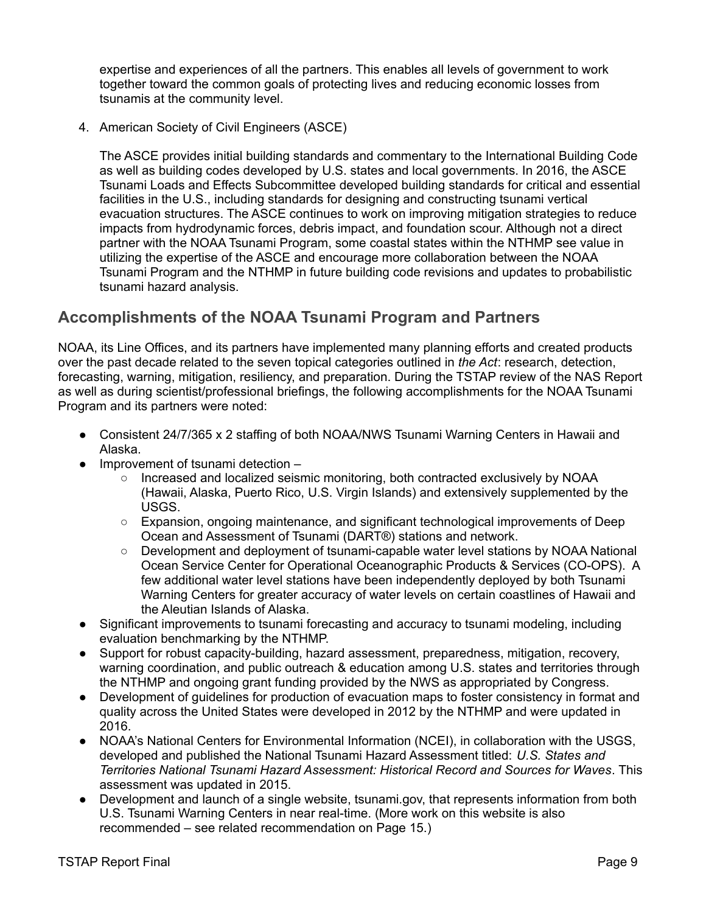expertise and experiences of all the partners. This enables all levels of government to work together toward the common goals of protecting lives and reducing economic losses from tsunamis at the community level.

4. American Society of Civil Engineers (ASCE)

   The ASCE provides initial building standards and commentary to the International Building Code as well as building codes developed by U.S. states and local governments. In 2016, the ASCE Tsunami Loads and Effects Subcommittee developed building standards for critical and essential facilities in the U.S., including standards for designing and constructing tsunami vertical evacuation structures. The ASCE continues to work on improving mitigation strategies to reduce impacts from hydrodynamic forces, debris impact, and foundation scour. Although not a direct partner with the NOAA Tsunami Program, some coastal states within the NTHMP see value in utilizing the expertise of the ASCE and encourage more collaboration between the NOAA Tsunami Program and the NTHMP in future building code revisions and updates to probabilistic tsunami hazard analysis.

## Accomplishments of the NOAA Tsunami Program and Partners

NOAA, its Line Offices, and its partners have implemented many planning efforts and created products over the past decade related to the seven topical categories outlined in *the Act*: research, detection, forecasting, warning, mitigation, resiliency, and preparation. During the TSTAP review of the NAS Report as well as during scientist/professional briefings, the following accomplishments for the NOAA Tsunami Program and its partners were noted:

- Consistent 24/7/365 x 2 staffing of both NOAA/NWS Tsunami Warning Centers in Hawaii and Alaska.
- Improvement of tsunami detection –
  - Increased and localized seismic monitoring, both contracted exclusively by NOAA (Hawaii, Alaska, Puerto Rico, U.S. Virgin Islands) and extensively supplemented by the USGS.
  - Expansion, ongoing maintenance, and significant technological improvements of Deep Ocean and Assessment of Tsunami (DART®) stations and network.
  - Development and deployment of tsunami-capable water level stations by NOAA National Ocean Service Center for Operational Oceanographic Products & Services (CO-OPS). A few additional water level stations have been independently deployed by both Tsunami Warning Centers for greater accuracy of water levels on certain coastlines of Hawaii and the Aleutian Islands of Alaska.
- Significant improvements to tsunami forecasting and accuracy to tsunami modeling, including evaluation benchmarking by the NTHMP.
- Support for robust capacity-building, hazard assessment, preparedness, mitigation, recovery, warning coordination, and public outreach & education among U.S. states and territories through the NTHMP and ongoing grant funding provided by the NWS as appropriated by Congress.
- Development of guidelines for production of evacuation maps to foster consistency in format and quality across the United States were developed in 2012 by the NTHMP and were updated in 2016.
- NOAA's National Centers for Environmental Information (NCEI), in collaboration with the USGS, developed and published the National Tsunami Hazard Assessment titled: *U.S. States and Territories National Tsunami Hazard Assessment: Historical Record and Sources for Waves*. This assessment was updated in 2015.
- Development and launch of a single website, tsunami.gov, that represents information from both U.S. Tsunami Warning Centers in near real-time. (More work on this website is also recommended – see related recommendation on Page 15.)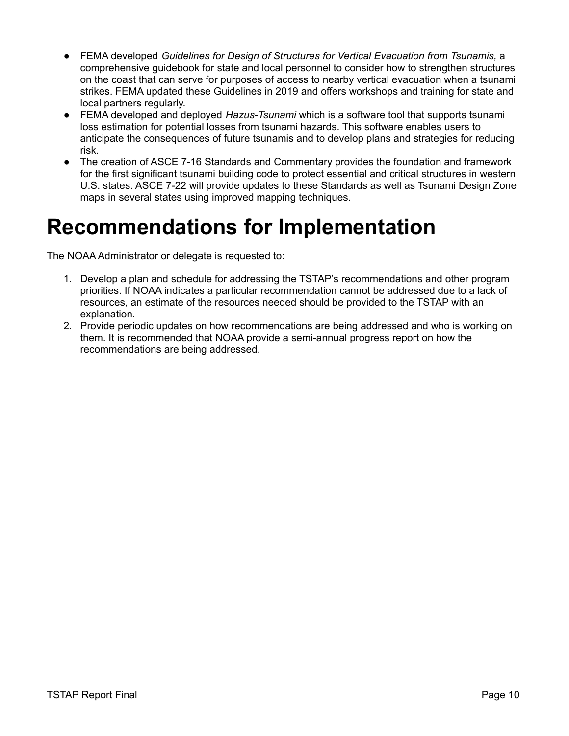- FEMA developed *Guidelines for Design of Structures for Vertical Evacuation from Tsunamis,* a comprehensive guidebook for state and local personnel to consider how to strengthen structures on the coast that can serve for purposes of access to nearby vertical evacuation when a tsunami strikes. FEMA updated these Guidelines in 2019 and offers workshops and training for state and local partners regularly.
- FEMA developed and deployed *Hazus-Tsunami* which is a software tool that supports tsunami loss estimation for potential losses from tsunami hazards. This software enables users to anticipate the consequences of future tsunamis and to develop plans and strategies for reducing risk.
- The creation of ASCE 7-16 Standards and Commentary provides the foundation and framework for the first significant tsunami building code to protect essential and critical structures in western U.S. states. ASCE 7-22 will provide updates to these Standards as well as Tsunami Design Zone maps in several states using improved mapping techniques.

# Recommendations for Implementation

The NOAA Administrator or delegate is requested to:

1. Develop a plan and schedule for addressing the TSTAP's recommendations and other program priorities. If NOAA indicates a particular recommendation cannot be addressed due to a lack of resources, an estimate of the resources needed should be provided to the TSTAP with an explanation.
2. Provide periodic updates on how recommendations are being addressed and who is working on them. It is recommended that NOAA provide a semi-annual progress report on how the recommendations are being addressed.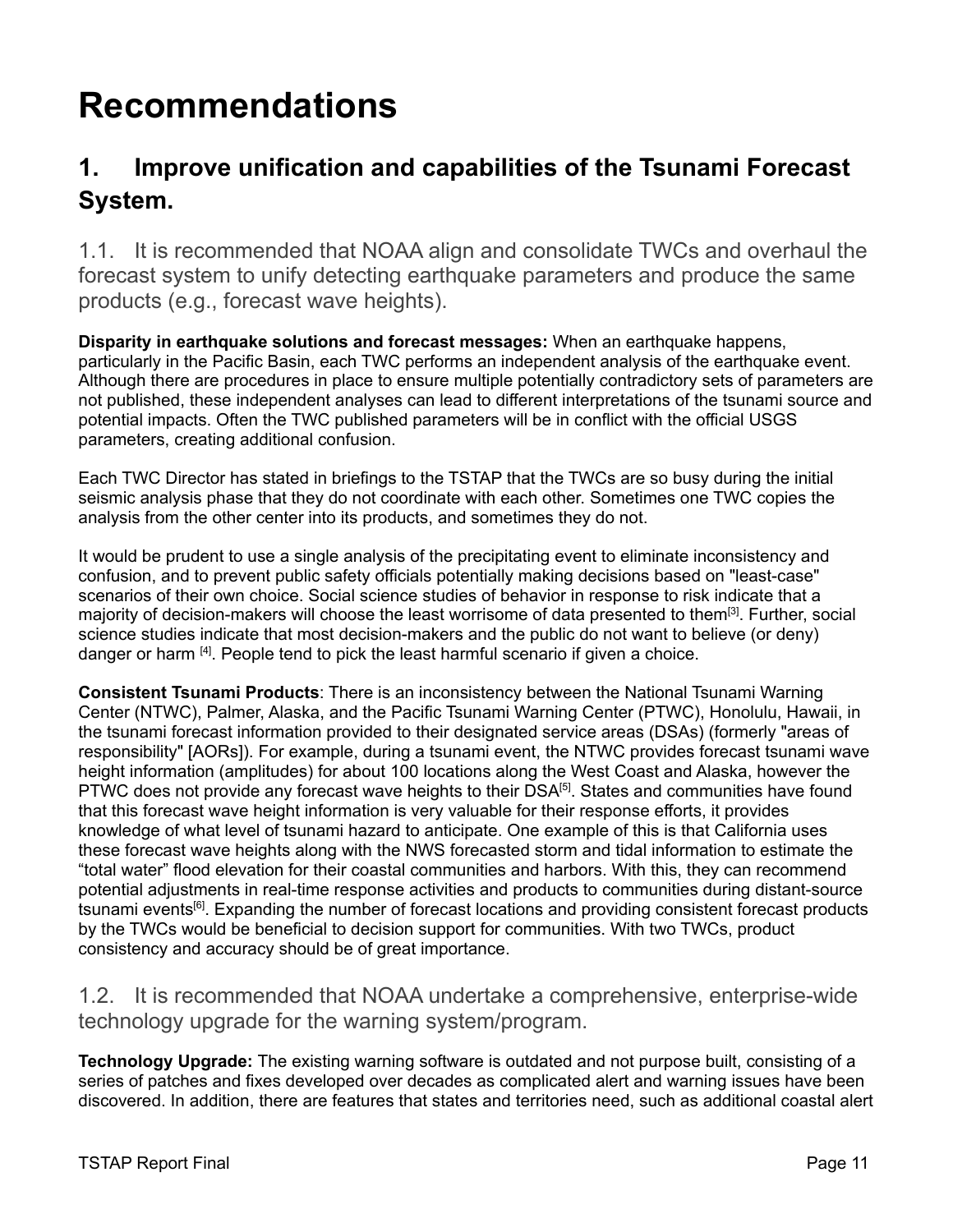# Recommendations

## 1. Improve unification and capabilities of the Tsunami Forecast System.

### 1.1. It is recommended that NOAA align and consolidate TWCs and overhaul the forecast system to unify detecting earthquake parameters and produce the same products (e.g., forecast wave heights).

**Disparity in earthquake solutions and forecast messages:** When an earthquake happens, particularly in the Pacific Basin, each TWC performs an independent analysis of the earthquake event. Although there are procedures in place to ensure multiple potentially contradictory sets of parameters are not published, these independent analyses can lead to different interpretations of the tsunami source and potential impacts. Often the TWC published parameters will be in conflict with the official USGS parameters, creating additional confusion.

Each TWC Director has stated in briefings to the TSTAP that the TWCs are so busy during the initial seismic analysis phase that they do not coordinate with each other. Sometimes one TWC copies the analysis from the other center into its products, and sometimes they do not.

It would be prudent to use a single analysis of the precipitating event to eliminate inconsistency and confusion, and to prevent public safety officials potentially making decisions based on "least-case" scenarios of their own choice. Social science studies of behavior in response to risk indicate that a majority of decision-makers will choose the least worrisome of data presented to them[3]. Further, social science studies indicate that most decision-makers and the public do not want to believe (or deny) danger or harm [4]. People tend to pick the least harmful scenario if given a choice.

**Consistent Tsunami Products**: There is an inconsistency between the National Tsunami Warning Center (NTWC), Palmer, Alaska, and the Pacific Tsunami Warning Center (PTWC), Honolulu, Hawaii, in the tsunami forecast information provided to their designated service areas (DSAs) (formerly "areas of responsibility" [AORs]). For example, during a tsunami event, the NTWC provides forecast tsunami wave height information (amplitudes) for about 100 locations along the West Coast and Alaska, however the PTWC does not provide any forecast wave heights to their DSA[5]. States and communities have found that this forecast wave height information is very valuable for their response efforts, it provides knowledge of what level of tsunami hazard to anticipate. One example of this is that California uses these forecast wave heights along with the NWS forecasted storm and tidal information to estimate the "total water" flood elevation for their coastal communities and harbors. With this, they can recommend potential adjustments in real-time response activities and products to communities during distant-source tsunami events[6]. Expanding the number of forecast locations and providing consistent forecast products by the TWCs would be beneficial to decision support for communities. With two TWCs, product consistency and accuracy should be of great importance.

### 1.2. It is recommended that NOAA undertake a comprehensive, enterprise-wide technology upgrade for the warning system/program.

**Technology Upgrade:** The existing warning software is outdated and not purpose built, consisting of a series of patches and fixes developed over decades as complicated alert and warning issues have been discovered. In addition, there are features that states and territories need, such as additional coastal alert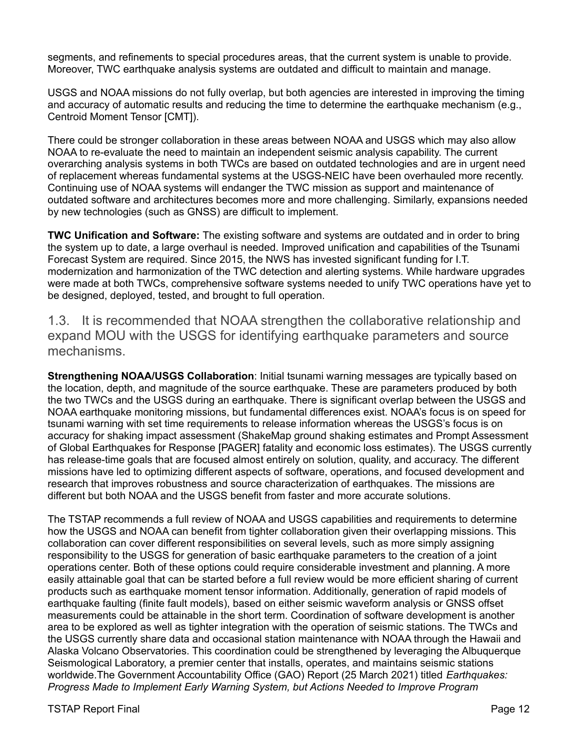segments, and refinements to special procedures areas, that the current system is unable to provide. Moreover, TWC earthquake analysis systems are outdated and difficult to maintain and manage.

USGS and NOAA missions do not fully overlap, but both agencies are interested in improving the timing and accuracy of automatic results and reducing the time to determine the earthquake mechanism (e.g., Centroid Moment Tensor [CMT]).

There could be stronger collaboration in these areas between NOAA and USGS which may also allow NOAA to re-evaluate the need to maintain an independent seismic analysis capability. The current overarching analysis systems in both TWCs are based on outdated technologies and are in urgent need of replacement whereas fundamental systems at the USGS-NEIC have been overhauled more recently. Continuing use of NOAA systems will endanger the TWC mission as support and maintenance of outdated software and architectures becomes more and more challenging. Similarly, expansions needed by new technologies (such as GNSS) are difficult to implement.

**TWC Unification and Software:** The existing software and systems are outdated and in order to bring the system up to date, a large overhaul is needed. Improved unification and capabilities of the Tsunami Forecast System are required. Since 2015, the NWS has invested significant funding for I.T. modernization and harmonization of the TWC detection and alerting systems. While hardware upgrades were made at both TWCs, comprehensive software systems needed to unify TWC operations have yet to be designed, deployed, tested, and brought to full operation.

## 1.3. It is recommended that NOAA strengthen the collaborative relationship and expand MOU with the USGS for identifying earthquake parameters and source mechanisms.

**Strengthening NOAA/USGS Collaboration**: Initial tsunami warning messages are typically based on the location, depth, and magnitude of the source earthquake. These are parameters produced by both the two TWCs and the USGS during an earthquake. There is significant overlap between the USGS and NOAA earthquake monitoring missions, but fundamental differences exist. NOAA's focus is on speed for tsunami warning with set time requirements to release information whereas the USGS's focus is on accuracy for shaking impact assessment (ShakeMap ground shaking estimates and Prompt Assessment of Global Earthquakes for Response [PAGER] fatality and economic loss estimates). The USGS currently has release-time goals that are focused almost entirely on solution, quality, and accuracy. The different missions have led to optimizing different aspects of software, operations, and focused development and research that improves robustness and source characterization of earthquakes. The missions are different but both NOAA and the USGS benefit from faster and more accurate solutions.

The TSTAP recommends a full review of NOAA and USGS capabilities and requirements to determine how the USGS and NOAA can benefit from tighter collaboration given their overlapping missions. This collaboration can cover different responsibilities on several levels, such as more simply assigning responsibility to the USGS for generation of basic earthquake parameters to the creation of a joint operations center. Both of these options could require considerable investment and planning. A more easily attainable goal that can be started before a full review would be more efficient sharing of current products such as earthquake moment tensor information. Additionally, generation of rapid models of earthquake faulting (finite fault models), based on either seismic waveform analysis or GNSS offset measurements could be attainable in the short term. Coordination of software development is another area to be explored as well as tighter integration with the operation of seismic stations. The TWCs and the USGS currently share data and occasional station maintenance with NOAA through the Hawaii and Alaska Volcano Observatories. This coordination could be strengthened by leveraging the Albuquerque Seismological Laboratory, a premier center that installs, operates, and maintains seismic stations worldwide.The Government Accountability Office (GAO) Report (25 March 2021) titled *Earthquakes: Progress Made to Implement Early Warning System, but Actions Needed to Improve Program*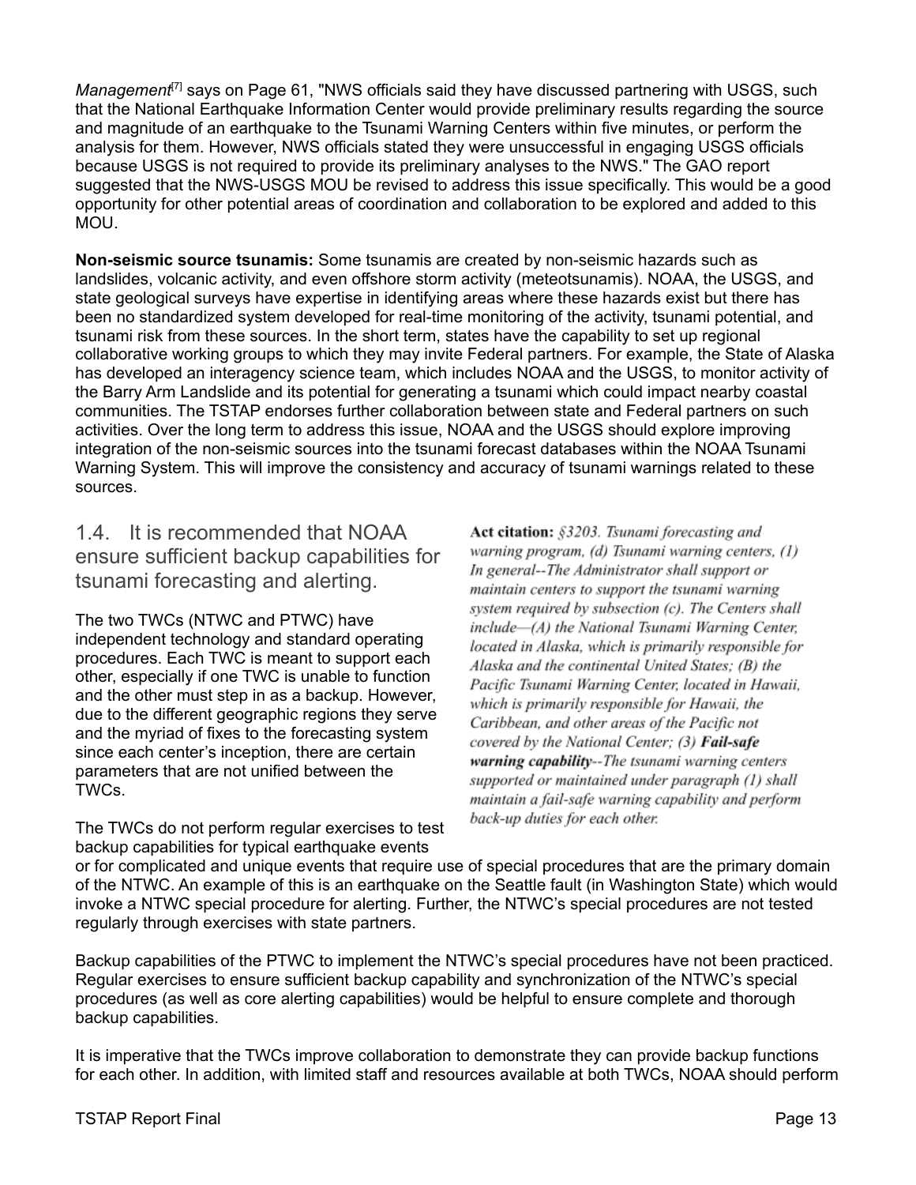*Management*[7] says on Page 61, "NWS officials said they have discussed partnering with USGS, such that the National Earthquake Information Center would provide preliminary results regarding the source and magnitude of an earthquake to the Tsunami Warning Centers within five minutes, or perform the analysis for them. However, NWS officials stated they were unsuccessful in engaging USGS officials because USGS is not required to provide its preliminary analyses to the NWS." The GAO report suggested that the NWS-USGS MOU be revised to address this issue specifically. This would be a good opportunity for other potential areas of coordination and collaboration to be explored and added to this MOU.

**Non-seismic source tsunamis:** Some tsunamis are created by non-seismic hazards such as landslides, volcanic activity, and even offshore storm activity (meteotsunamis). NOAA, the USGS, and state geological surveys have expertise in identifying areas where these hazards exist but there has been no standardized system developed for real-time monitoring of the activity, tsunami potential, and tsunami risk from these sources. In the short term, states have the capability to set up regional collaborative working groups to which they may invite Federal partners. For example, the State of Alaska has developed an interagency science team, which includes NOAA and the USGS, to monitor activity of the Barry Arm Landslide and its potential for generating a tsunami which could impact nearby coastal communities. The TSTAP endorses further collaboration between state and Federal partners on such activities. Over the long term to address this issue, NOAA and the USGS should explore improving integration of the non-seismic sources into the tsunami forecast databases within the NOAA Tsunami Warning System. This will improve the consistency and accuracy of tsunami warnings related to these sources.

## 1.4. It is recommended that NOAA ensure sufficient backup capabilities for tsunami forecasting and alerting.

**Act citation:** *§3203. Tsunami forecasting and warning program, (d) Tsunami warning centers, (1) In general--The Administrator shall support or maintain centers to support the tsunami warning system required by subsection (c). The Centers shall include—(A) the National Tsunami Warning Center, located in Alaska, which is primarily responsible for Alaska and the continental United States; (B) the Pacific Tsunami Warning Center, located in Hawaii, which is primarily responsible for Hawaii, the Caribbean, and other areas of the Pacific not covered by the National Center; (3)* ***Fail-safe warning capability****--The tsunami warning centers supported or maintained under paragraph (1) shall maintain a fail-safe warning capability and perform back-up duties for each other.*

The two TWCs (NTWC and PTWC) have independent technology and standard operating procedures. Each TWC is meant to support each other, especially if one TWC is unable to function and the other must step in as a backup. However, due to the different geographic regions they serve and the myriad of fixes to the forecasting system since each center's inception, there are certain parameters that are not unified between the TWCs.

The TWCs do not perform regular exercises to test backup capabilities for typical earthquake events or for complicated and unique events that require use of special procedures that are the primary domain of the NTWC. An example of this is an earthquake on the Seattle fault (in Washington State) which would invoke a NTWC special procedure for alerting. Further, the NTWC's special procedures are not tested regularly through exercises with state partners.

Backup capabilities of the PTWC to implement the NTWC's special procedures have not been practiced. Regular exercises to ensure sufficient backup capability and synchronization of the NTWC's special procedures (as well as core alerting capabilities) would be helpful to ensure complete and thorough backup capabilities.

It is imperative that the TWCs improve collaboration to demonstrate they can provide backup functions for each other. In addition, with limited staff and resources available at both TWCs, NOAA should perform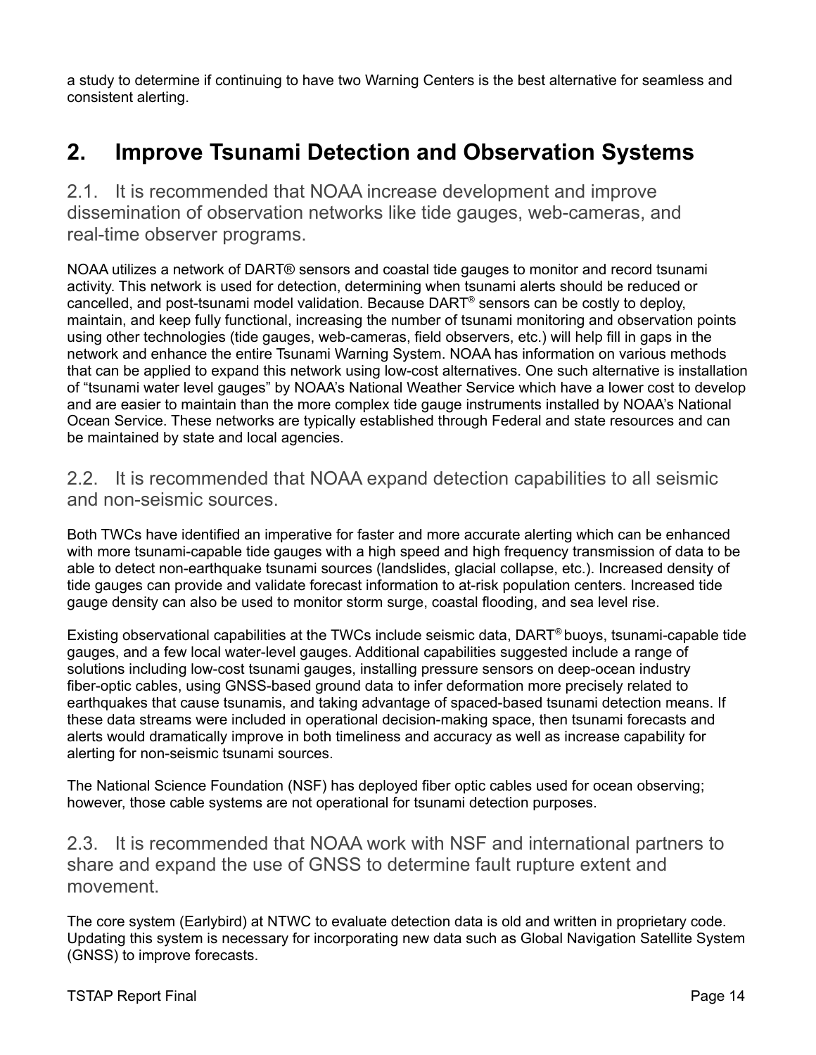a study to determine if continuing to have two Warning Centers is the best alternative for seamless and consistent alerting.

## 2. Improve Tsunami Detection and Observation Systems

### 2.1. It is recommended that NOAA increase development and improve dissemination of observation networks like tide gauges, web-cameras, and real-time observer programs.

NOAA utilizes a network of DART® sensors and coastal tide gauges to monitor and record tsunami activity. This network is used for detection, determining when tsunami alerts should be reduced or cancelled, and post-tsunami model validation. Because DART® sensors can be costly to deploy, maintain, and keep fully functional, increasing the number of tsunami monitoring and observation points using other technologies (tide gauges, web-cameras, field observers, etc.) will help fill in gaps in the network and enhance the entire Tsunami Warning System. NOAA has information on various methods that can be applied to expand this network using low-cost alternatives. One such alternative is installation of "tsunami water level gauges" by NOAA's National Weather Service which have a lower cost to develop and are easier to maintain than the more complex tide gauge instruments installed by NOAA's National Ocean Service. These networks are typically established through Federal and state resources and can be maintained by state and local agencies.

### 2.2. It is recommended that NOAA expand detection capabilities to all seismic and non-seismic sources.

Both TWCs have identified an imperative for faster and more accurate alerting which can be enhanced with more tsunami-capable tide gauges with a high speed and high frequency transmission of data to be able to detect non-earthquake tsunami sources (landslides, glacial collapse, etc.). Increased density of tide gauges can provide and validate forecast information to at-risk population centers. Increased tide gauge density can also be used to monitor storm surge, coastal flooding, and sea level rise.

Existing observational capabilities at the TWCs include seismic data, DART® buoys, tsunami-capable tide gauges, and a few local water-level gauges. Additional capabilities suggested include a range of solutions including low-cost tsunami gauges, installing pressure sensors on deep-ocean industry fiber-optic cables, using GNSS-based ground data to infer deformation more precisely related to earthquakes that cause tsunamis, and taking advantage of spaced-based tsunami detection means. If these data streams were included in operational decision-making space, then tsunami forecasts and alerts would dramatically improve in both timeliness and accuracy as well as increase capability for alerting for non-seismic tsunami sources.

The National Science Foundation (NSF) has deployed fiber optic cables used for ocean observing; however, those cable systems are not operational for tsunami detection purposes.

### 2.3. It is recommended that NOAA work with NSF and international partners to share and expand the use of GNSS to determine fault rupture extent and movement.

The core system (Earlybird) at NTWC to evaluate detection data is old and written in proprietary code. Updating this system is necessary for incorporating new data such as Global Navigation Satellite System (GNSS) to improve forecasts.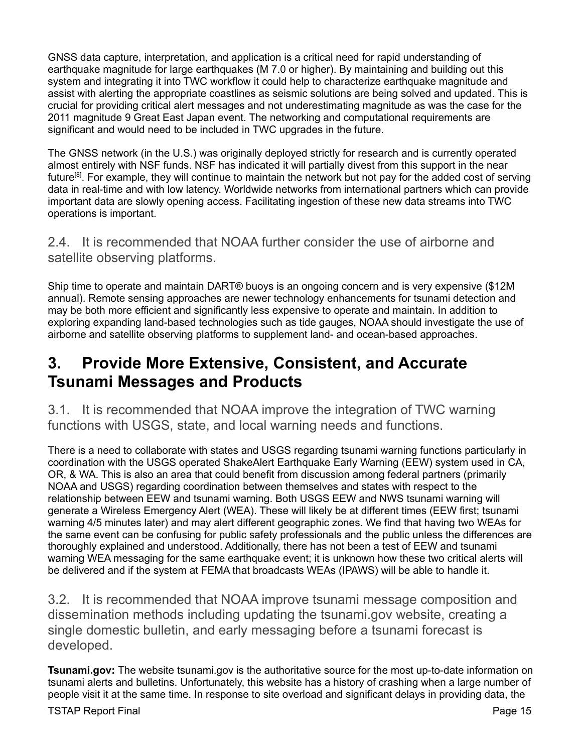GNSS data capture, interpretation, and application is a critical need for rapid understanding of earthquake magnitude for large earthquakes (M 7.0 or higher). By maintaining and building out this system and integrating it into TWC workflow it could help to characterize earthquake magnitude and assist with alerting the appropriate coastlines as seismic solutions are being solved and updated. This is crucial for providing critical alert messages and not underestimating magnitude as was the case for the 2011 magnitude 9 Great East Japan event. The networking and computational requirements are significant and would need to be included in TWC upgrades in the future.

The GNSS network (in the U.S.) was originally deployed strictly for research and is currently operated almost entirely with NSF funds. NSF has indicated it will partially divest from this support in the near future[8]. For example, they will continue to maintain the network but not pay for the added cost of serving data in real-time and with low latency. Worldwide networks from international partners which can provide important data are slowly opening access. Facilitating ingestion of these new data streams into TWC operations is important.

### 2.4. It is recommended that NOAA further consider the use of airborne and satellite observing platforms.

Ship time to operate and maintain DART® buoys is an ongoing concern and is very expensive ($12M annual). Remote sensing approaches are newer technology enhancements for tsunami detection and may be both more efficient and significantly less expensive to operate and maintain. In addition to exploring expanding land-based technologies such as tide gauges, NOAA should investigate the use of airborne and satellite observing platforms to supplement land- and ocean-based approaches.

## 3. Provide More Extensive, Consistent, and Accurate Tsunami Messages and Products

### 3.1. It is recommended that NOAA improve the integration of TWC warning functions with USGS, state, and local warning needs and functions.

There is a need to collaborate with states and USGS regarding tsunami warning functions particularly in coordination with the USGS operated ShakeAlert Earthquake Early Warning (EEW) system used in CA, OR, & WA. This is also an area that could benefit from discussion among federal partners (primarily NOAA and USGS) regarding coordination between themselves and states with respect to the relationship between EEW and tsunami warning. Both USGS EEW and NWS tsunami warning will generate a Wireless Emergency Alert (WEA). These will likely be at different times (EEW first; tsunami warning 4/5 minutes later) and may alert different geographic zones. We find that having two WEAs for the same event can be confusing for public safety professionals and the public unless the differences are thoroughly explained and understood. Additionally, there has not been a test of EEW and tsunami warning WEA messaging for the same earthquake event; it is unknown how these two critical alerts will be delivered and if the system at FEMA that broadcasts WEAs (IPAWS) will be able to handle it.

### 3.2. It is recommended that NOAA improve tsunami message composition and dissemination methods including updating the tsunami.gov website, creating a single domestic bulletin, and early messaging before a tsunami forecast is developed.

**Tsunami.gov:** The website tsunami.gov is the authoritative source for the most up-to-date information on tsunami alerts and bulletins. Unfortunately, this website has a history of crashing when a large number of people visit it at the same time. In response to site overload and significant delays in providing data, the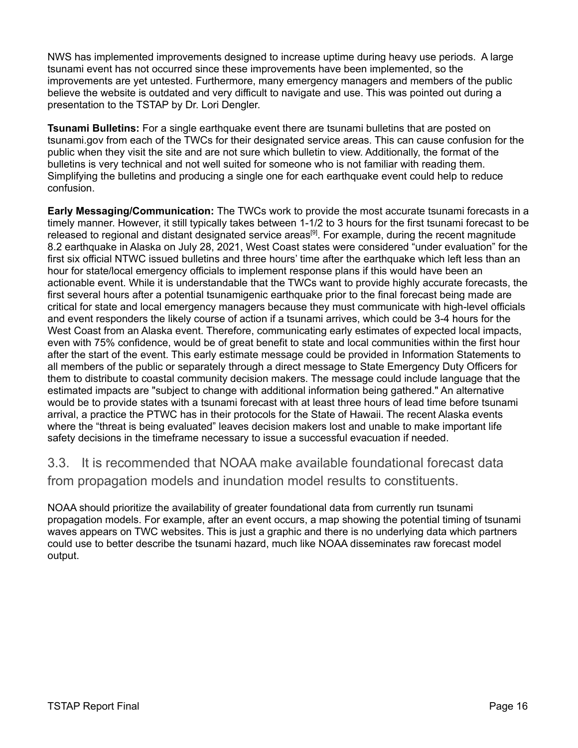NWS has implemented improvements designed to increase uptime during heavy use periods. A large tsunami event has not occurred since these improvements have been implemented, so the improvements are yet untested. Furthermore, many emergency managers and members of the public believe the website is outdated and very difficult to navigate and use. This was pointed out during a presentation to the TSTAP by Dr. Lori Dengler.

**Tsunami Bulletins:** For a single earthquake event there are tsunami bulletins that are posted on tsunami.gov from each of the TWCs for their designated service areas. This can cause confusion for the public when they visit the site and are not sure which bulletin to view. Additionally, the format of the bulletins is very technical and not well suited for someone who is not familiar with reading them. Simplifying the bulletins and producing a single one for each earthquake event could help to reduce confusion.

**Early Messaging/Communication:** The TWCs work to provide the most accurate tsunami forecasts in a timely manner. However, it still typically takes between 1-1/2 to 3 hours for the first tsunami forecast to be released to regional and distant designated service areas[9]. For example, during the recent magnitude 8.2 earthquake in Alaska on July 28, 2021, West Coast states were considered "under evaluation" for the first six official NTWC issued bulletins and three hours' time after the earthquake which left less than an hour for state/local emergency officials to implement response plans if this would have been an actionable event. While it is understandable that the TWCs want to provide highly accurate forecasts, the first several hours after a potential tsunamigenic earthquake prior to the final forecast being made are critical for state and local emergency managers because they must communicate with high-level officials and event responders the likely course of action if a tsunami arrives, which could be 3-4 hours for the West Coast from an Alaska event. Therefore, communicating early estimates of expected local impacts, even with 75% confidence, would be of great benefit to state and local communities within the first hour after the start of the event. This early estimate message could be provided in Information Statements to all members of the public or separately through a direct message to State Emergency Duty Officers for them to distribute to coastal community decision makers. The message could include language that the estimated impacts are "subject to change with additional information being gathered." An alternative would be to provide states with a tsunami forecast with at least three hours of lead time before tsunami arrival, a practice the PTWC has in their protocols for the State of Hawaii. The recent Alaska events where the "threat is being evaluated" leaves decision makers lost and unable to make important life safety decisions in the timeframe necessary to issue a successful evacuation if needed.

## 3.3. It is recommended that NOAA make available foundational forecast data from propagation models and inundation model results to constituents.

NOAA should prioritize the availability of greater foundational data from currently run tsunami propagation models. For example, after an event occurs, a map showing the potential timing of tsunami waves appears on TWC websites. This is just a graphic and there is no underlying data which partners could use to better describe the tsunami hazard, much like NOAA disseminates raw forecast model output.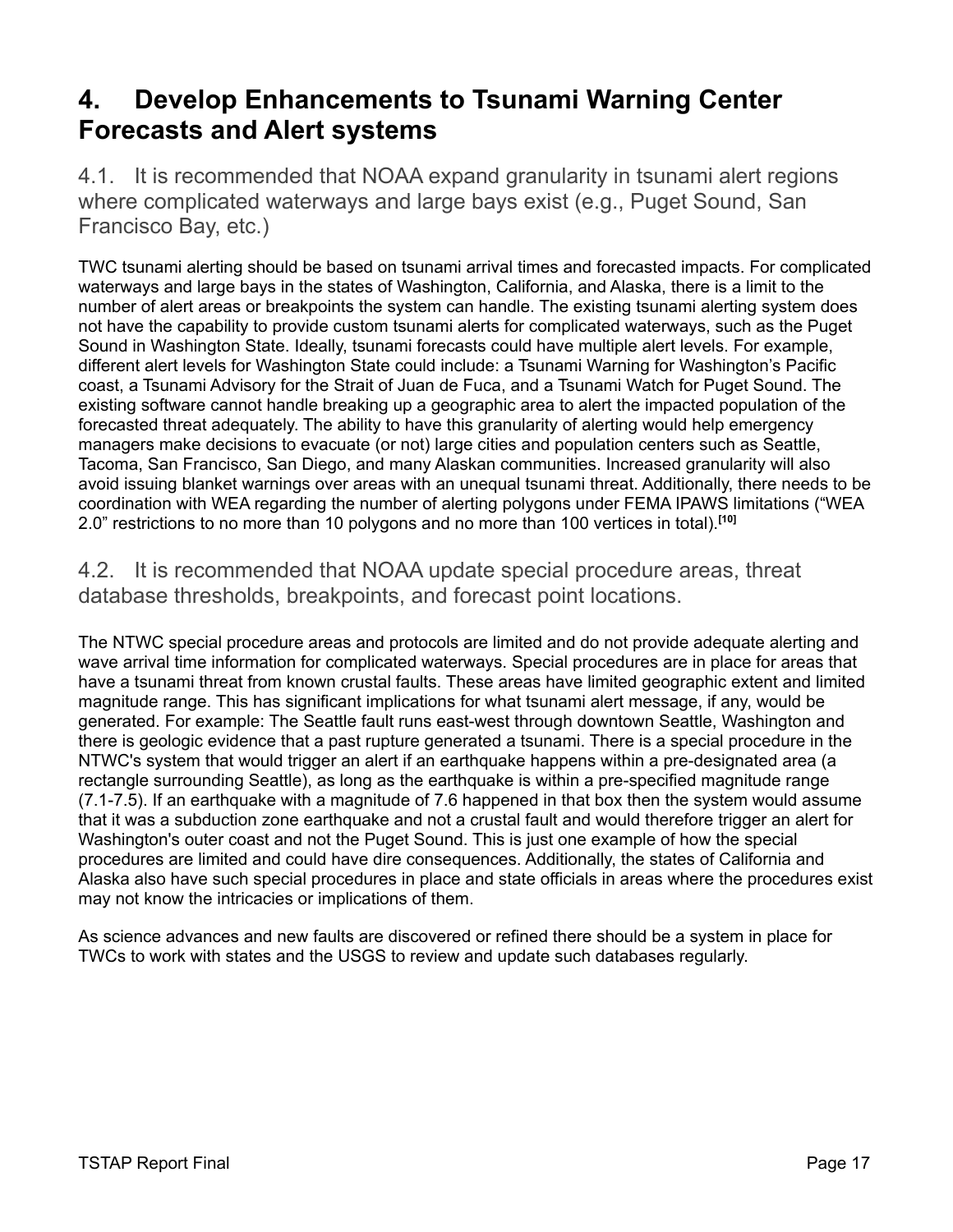# 4. Develop Enhancements to Tsunami Warning Center Forecasts and Alert systems

## 4.1. It is recommended that NOAA expand granularity in tsunami alert regions where complicated waterways and large bays exist (e.g., Puget Sound, San Francisco Bay, etc.)

TWC tsunami alerting should be based on tsunami arrival times and forecasted impacts. For complicated waterways and large bays in the states of Washington, California, and Alaska, there is a limit to the number of alert areas or breakpoints the system can handle. The existing tsunami alerting system does not have the capability to provide custom tsunami alerts for complicated waterways, such as the Puget Sound in Washington State. Ideally, tsunami forecasts could have multiple alert levels. For example, different alert levels for Washington State could include: a Tsunami Warning for Washington's Pacific coast, a Tsunami Advisory for the Strait of Juan de Fuca, and a Tsunami Watch for Puget Sound. The existing software cannot handle breaking up a geographic area to alert the impacted population of the forecasted threat adequately. The ability to have this granularity of alerting would help emergency managers make decisions to evacuate (or not) large cities and population centers such as Seattle, Tacoma, San Francisco, San Diego, and many Alaskan communities. Increased granularity will also avoid issuing blanket warnings over areas with an unequal tsunami threat. Additionally, there needs to be coordination with WEA regarding the number of alerting polygons under FEMA IPAWS limitations ("WEA 2.0" restrictions to no more than 10 polygons and no more than 100 vertices in total).[10]

## 4.2. It is recommended that NOAA update special procedure areas, threat database thresholds, breakpoints, and forecast point locations.

The NTWC special procedure areas and protocols are limited and do not provide adequate alerting and wave arrival time information for complicated waterways. Special procedures are in place for areas that have a tsunami threat from known crustal faults. These areas have limited geographic extent and limited magnitude range. This has significant implications for what tsunami alert message, if any, would be generated. For example: The Seattle fault runs east-west through downtown Seattle, Washington and there is geologic evidence that a past rupture generated a tsunami. There is a special procedure in the NTWC's system that would trigger an alert if an earthquake happens within a pre-designated area (a rectangle surrounding Seattle), as long as the earthquake is within a pre-specified magnitude range (7.1-7.5). If an earthquake with a magnitude of 7.6 happened in that box then the system would assume that it was a subduction zone earthquake and not a crustal fault and would therefore trigger an alert for Washington's outer coast and not the Puget Sound. This is just one example of how the special procedures are limited and could have dire consequences. Additionally, the states of California and Alaska also have such special procedures in place and state officials in areas where the procedures exist may not know the intricacies or implications of them.

As science advances and new faults are discovered or refined there should be a system in place for TWCs to work with states and the USGS to review and update such databases regularly.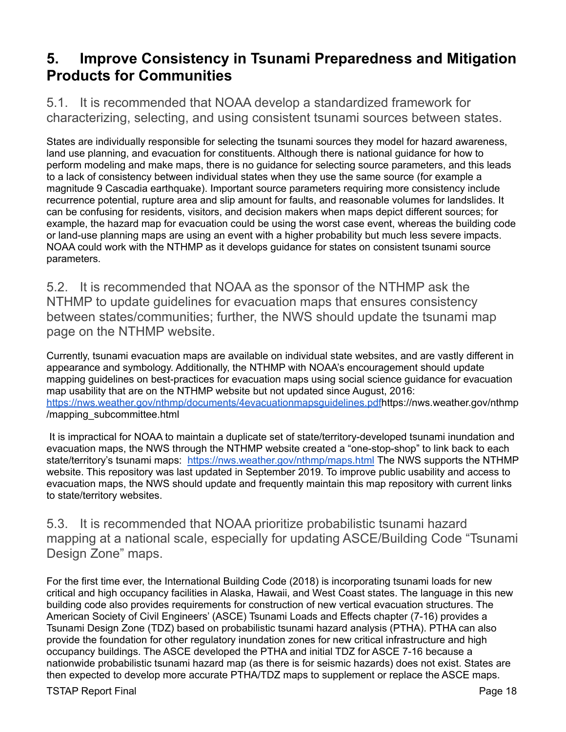# 5. Improve Consistency in Tsunami Preparedness and Mitigation Products for Communities

## 5.1. It is recommended that NOAA develop a standardized framework for characterizing, selecting, and using consistent tsunami sources between states.

States are individually responsible for selecting the tsunami sources they model for hazard awareness, land use planning, and evacuation for constituents. Although there is national guidance for how to perform modeling and make maps, there is no guidance for selecting source parameters, and this leads to a lack of consistency between individual states when they use the same source (for example a magnitude 9 Cascadia earthquake). Important source parameters requiring more consistency include recurrence potential, rupture area and slip amount for faults, and reasonable volumes for landslides. It can be confusing for residents, visitors, and decision makers when maps depict different sources; for example, the hazard map for evacuation could be using the worst case event, whereas the building code or land-use planning maps are using an event with a higher probability but much less severe impacts. NOAA could work with the NTHMP as it develops guidance for states on consistent tsunami source parameters.

## 5.2. It is recommended that NOAA as the sponsor of the NTHMP ask the NTHMP to update guidelines for evacuation maps that ensures consistency between states/communities; further, the NWS should update the tsunami map page on the NTHMP website.

Currently, tsunami evacuation maps are available on individual state websites, and are vastly different in appearance and symbology. Additionally, the NTHMP with NOAA's encouragement should update mapping guidelines on best-practices for evacuation maps using social science guidance for evacuation map usability that are on the NTHMP website but not updated since August, 2016: [https://nws.weather.gov/nthmp/documents/4evacuationmapsguidelines.pdf](https://nws.weather.gov/nthmp/documents/4evacuationmapsguidelines.pdf)https://nws.weather.gov/nthmp/mapping_subcommittee.html

It is impractical for NOAA to maintain a duplicate set of state/territory-developed tsunami inundation and evacuation maps, the NWS through the NTHMP website created a "one-stop-shop" to link back to each state/territory's tsunami maps: [https://nws.weather.gov/nthmp/maps.html](https://nws.weather.gov/nthmp/maps.html) The NWS supports the NTHMP website. This repository was last updated in September 2019. To improve public usability and access to evacuation maps, the NWS should update and frequently maintain this map repository with current links to state/territory websites.

## 5.3. It is recommended that NOAA prioritize probabilistic tsunami hazard mapping at a national scale, especially for updating ASCE/Building Code "Tsunami Design Zone" maps.

For the first time ever, the International Building Code (2018) is incorporating tsunami loads for new critical and high occupancy facilities in Alaska, Hawaii, and West Coast states. The language in this new building code also provides requirements for construction of new vertical evacuation structures. The American Society of Civil Engineers' (ASCE) Tsunami Loads and Effects chapter (7-16) provides a Tsunami Design Zone (TDZ) based on probabilistic tsunami hazard analysis (PTHA). PTHA can also provide the foundation for other regulatory inundation zones for new critical infrastructure and high occupancy buildings. The ASCE developed the PTHA and initial TDZ for ASCE 7-16 because a nationwide probabilistic tsunami hazard map (as there is for seismic hazards) does not exist. States are then expected to develop more accurate PTHA/TDZ maps to supplement or replace the ASCE maps.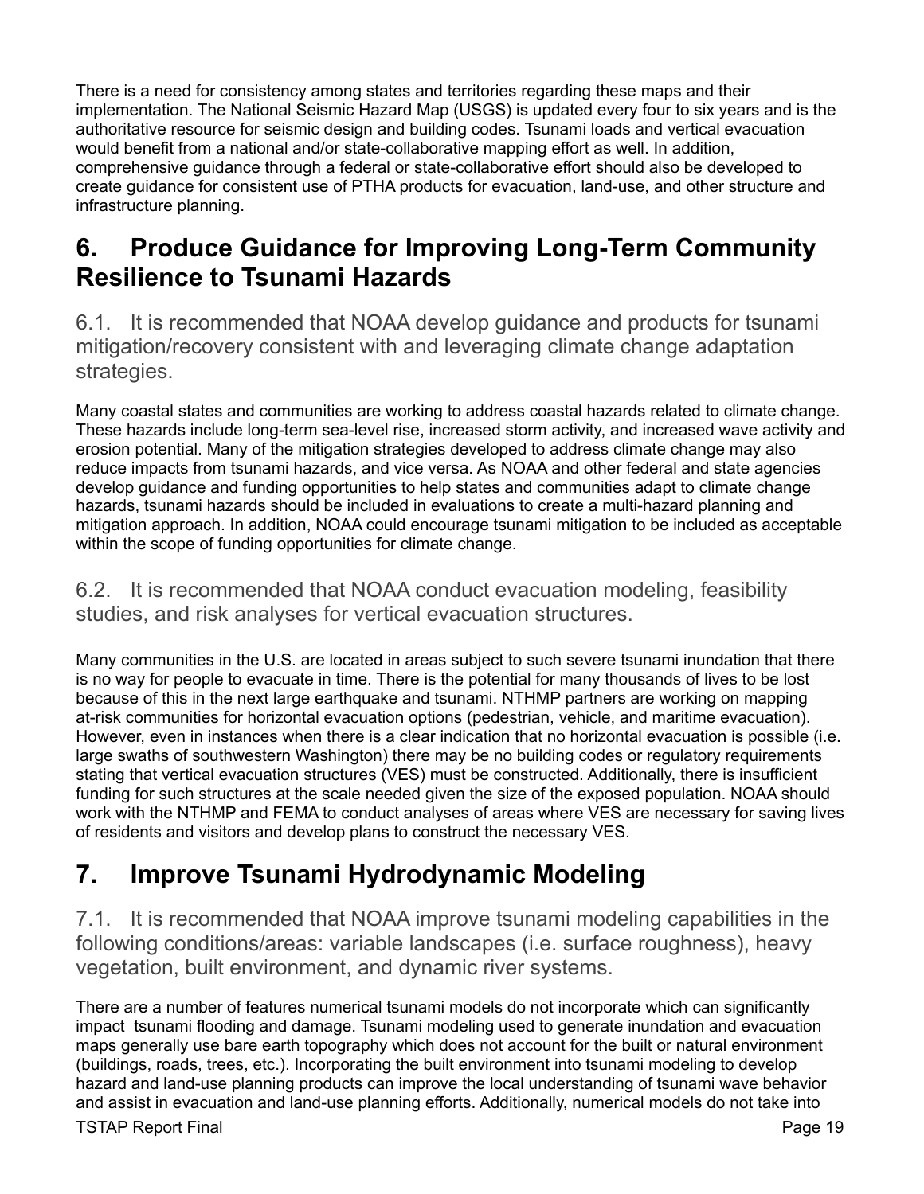There is a need for consistency among states and territories regarding these maps and their implementation. The National Seismic Hazard Map (USGS) is updated every four to six years and is the authoritative resource for seismic design and building codes. Tsunami loads and vertical evacuation would benefit from a national and/or state-collaborative mapping effort as well. In addition, comprehensive guidance through a federal or state-collaborative effort should also be developed to create guidance for consistent use of PTHA products for evacuation, land-use, and other structure and infrastructure planning.

# 6. Produce Guidance for Improving Long-Term Community Resilience to Tsunami Hazards

## 6.1. It is recommended that NOAA develop guidance and products for tsunami mitigation/recovery consistent with and leveraging climate change adaptation strategies.

Many coastal states and communities are working to address coastal hazards related to climate change. These hazards include long-term sea-level rise, increased storm activity, and increased wave activity and erosion potential. Many of the mitigation strategies developed to address climate change may also reduce impacts from tsunami hazards, and vice versa. As NOAA and other federal and state agencies develop guidance and funding opportunities to help states and communities adapt to climate change hazards, tsunami hazards should be included in evaluations to create a multi-hazard planning and mitigation approach. In addition, NOAA could encourage tsunami mitigation to be included as acceptable within the scope of funding opportunities for climate change.

## 6.2. It is recommended that NOAA conduct evacuation modeling, feasibility studies, and risk analyses for vertical evacuation structures.

Many communities in the U.S. are located in areas subject to such severe tsunami inundation that there is no way for people to evacuate in time. There is the potential for many thousands of lives to be lost because of this in the next large earthquake and tsunami. NTHMP partners are working on mapping at-risk communities for horizontal evacuation options (pedestrian, vehicle, and maritime evacuation). However, even in instances when there is a clear indication that no horizontal evacuation is possible (i.e. large swaths of southwestern Washington) there may be no building codes or regulatory requirements stating that vertical evacuation structures (VES) must be constructed. Additionally, there is insufficient funding for such structures at the scale needed given the size of the exposed population. NOAA should work with the NTHMP and FEMA to conduct analyses of areas where VES are necessary for saving lives of residents and visitors and develop plans to construct the necessary VES.

# 7. Improve Tsunami Hydrodynamic Modeling

## 7.1. It is recommended that NOAA improve tsunami modeling capabilities in the following conditions/areas: variable landscapes (i.e. surface roughness), heavy vegetation, built environment, and dynamic river systems.

There are a number of features numerical tsunami models do not incorporate which can significantly impact tsunami flooding and damage. Tsunami modeling used to generate inundation and evacuation maps generally use bare earth topography which does not account for the built or natural environment (buildings, roads, trees, etc.). Incorporating the built environment into tsunami modeling to develop hazard and land-use planning products can improve the local understanding of tsunami wave behavior and assist in evacuation and land-use planning efforts. Additionally, numerical models do not take into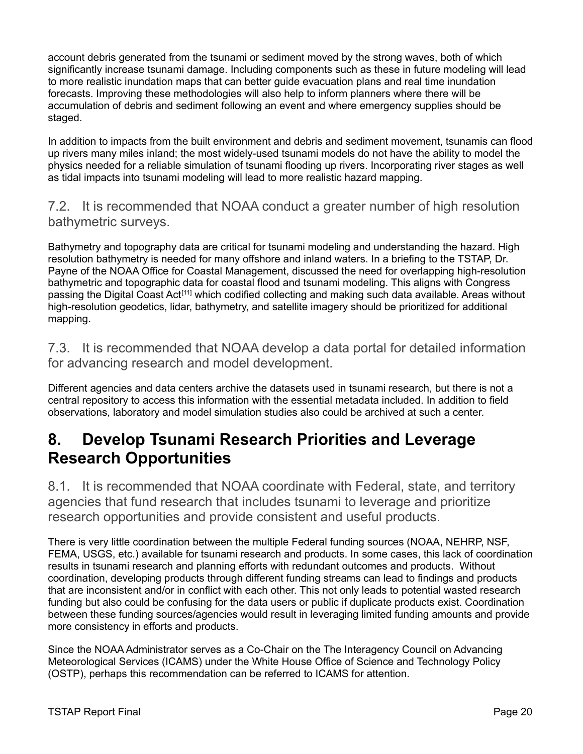account debris generated from the tsunami or sediment moved by the strong waves, both of which significantly increase tsunami damage. Including components such as these in future modeling will lead to more realistic inundation maps that can better guide evacuation plans and real time inundation forecasts. Improving these methodologies will also help to inform planners where there will be accumulation of debris and sediment following an event and where emergency supplies should be staged.

In addition to impacts from the built environment and debris and sediment movement, tsunamis can flood up rivers many miles inland; the most widely-used tsunami models do not have the ability to model the physics needed for a reliable simulation of tsunami flooding up rivers. Incorporating river stages as well as tidal impacts into tsunami modeling will lead to more realistic hazard mapping.

### 7.2. It is recommended that NOAA conduct a greater number of high resolution bathymetric surveys.

Bathymetry and topography data are critical for tsunami modeling and understanding the hazard. High resolution bathymetry is needed for many offshore and inland waters. In a briefing to the TSTAP, Dr. Payne of the NOAA Office for Coastal Management, discussed the need for overlapping high-resolution bathymetric and topographic data for coastal flood and tsunami modeling. This aligns with Congress passing the Digital Coast Act[11] which codified collecting and making such data available. Areas without high-resolution geodetics, lidar, bathymetry, and satellite imagery should be prioritized for additional mapping.

### 7.3. It is recommended that NOAA develop a data portal for detailed information for advancing research and model development.

Different agencies and data centers archive the datasets used in tsunami research, but there is not a central repository to access this information with the essential metadata included. In addition to field observations, laboratory and model simulation studies also could be archived at such a center.

## 8. Develop Tsunami Research Priorities and Leverage Research Opportunities

### 8.1. It is recommended that NOAA coordinate with Federal, state, and territory agencies that fund research that includes tsunami to leverage and prioritize research opportunities and provide consistent and useful products.

There is very little coordination between the multiple Federal funding sources (NOAA, NEHRP, NSF, FEMA, USGS, etc.) available for tsunami research and products. In some cases, this lack of coordination results in tsunami research and planning efforts with redundant outcomes and products. Without coordination, developing products through different funding streams can lead to findings and products that are inconsistent and/or in conflict with each other. This not only leads to potential wasted research funding but also could be confusing for the data users or public if duplicate products exist. Coordination between these funding sources/agencies would result in leveraging limited funding amounts and provide more consistency in efforts and products.

Since the NOAA Administrator serves as a Co-Chair on the The Interagency Council on Advancing Meteorological Services (ICAMS) under the White House Office of Science and Technology Policy (OSTP), perhaps this recommendation can be referred to ICAMS for attention.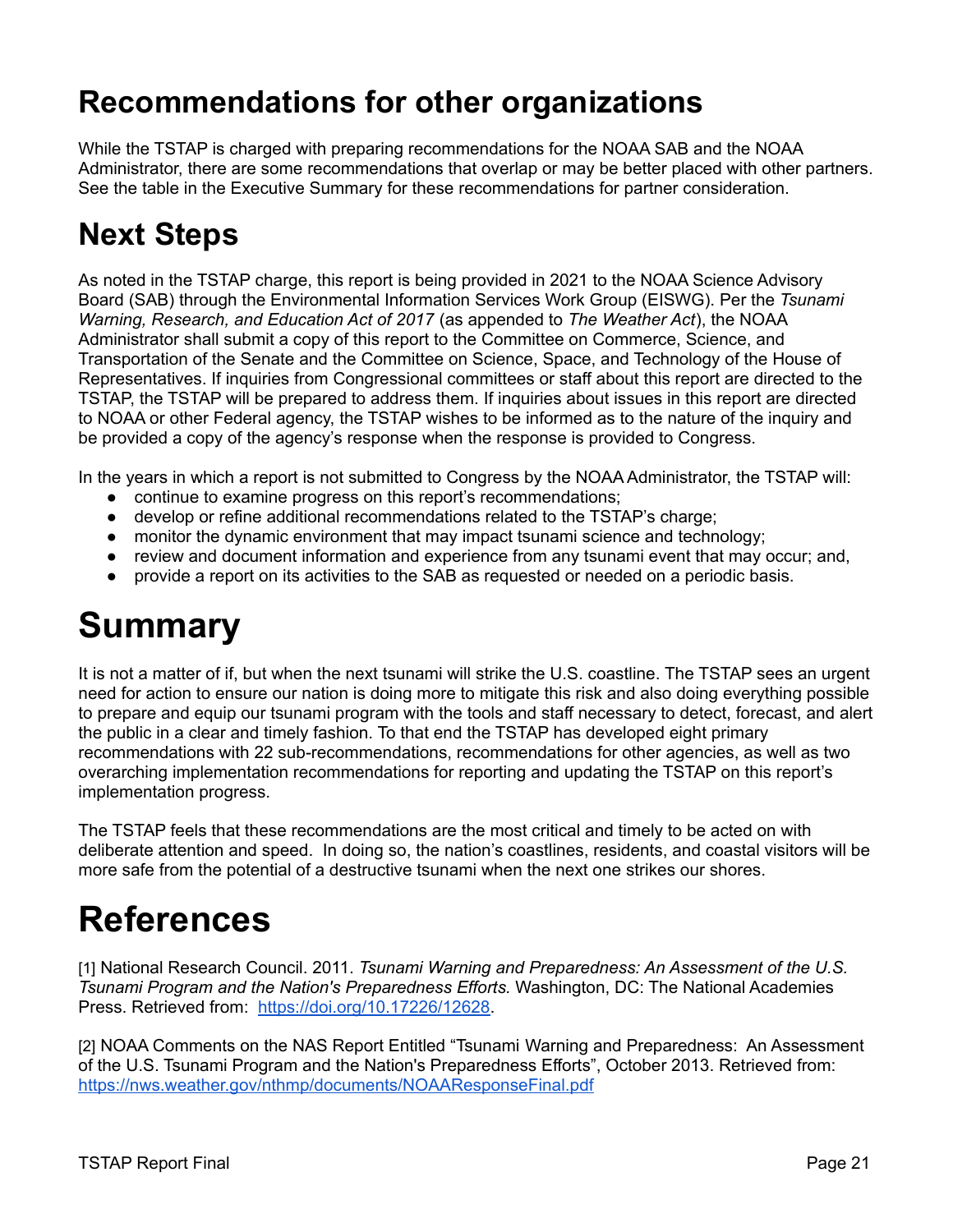# Recommendations for other organizations

While the TSTAP is charged with preparing recommendations for the NOAA SAB and the NOAA Administrator, there are some recommendations that overlap or may be better placed with other partners. See the table in the Executive Summary for these recommendations for partner consideration.

# Next Steps

As noted in the TSTAP charge, this report is being provided in 2021 to the NOAA Science Advisory Board (SAB) through the Environmental Information Services Work Group (EISWG). Per the *Tsunami Warning, Research, and Education Act of 2017* (as appended to *The Weather Act*), the NOAA Administrator shall submit a copy of this report to the Committee on Commerce, Science, and Transportation of the Senate and the Committee on Science, Space, and Technology of the House of Representatives. If inquiries from Congressional committees or staff about this report are directed to the TSTAP, the TSTAP will be prepared to address them. If inquiries about issues in this report are directed to NOAA or other Federal agency, the TSTAP wishes to be informed as to the nature of the inquiry and be provided a copy of the agency's response when the response is provided to Congress.

In the years in which a report is not submitted to Congress by the NOAA Administrator, the TSTAP will:

- continue to examine progress on this report's recommendations;
- develop or refine additional recommendations related to the TSTAP's charge;
- monitor the dynamic environment that may impact tsunami science and technology;
- review and document information and experience from any tsunami event that may occur; and,
- provide a report on its activities to the SAB as requested or needed on a periodic basis.

# Summary

It is not a matter of if, but when the next tsunami will strike the U.S. coastline. The TSTAP sees an urgent need for action to ensure our nation is doing more to mitigate this risk and also doing everything possible to prepare and equip our tsunami program with the tools and staff necessary to detect, forecast, and alert the public in a clear and timely fashion. To that end the TSTAP has developed eight primary recommendations with 22 sub-recommendations, recommendations for other agencies, as well as two overarching implementation recommendations for reporting and updating the TSTAP on this report's implementation progress.

The TSTAP feels that these recommendations are the most critical and timely to be acted on with deliberate attention and speed. In doing so, the nation's coastlines, residents, and coastal visitors will be more safe from the potential of a destructive tsunami when the next one strikes our shores.

# References

[1] National Research Council. 2011. *Tsunami Warning and Preparedness: An Assessment of the U.S. Tsunami Program and the Nation's Preparedness Efforts.* Washington, DC: The National Academies Press. Retrieved from: https://doi.org/10.17226/12628.

[2] NOAA Comments on the NAS Report Entitled "Tsunami Warning and Preparedness: An Assessment of the U.S. Tsunami Program and the Nation's Preparedness Efforts", October 2013. Retrieved from: https://nws.weather.gov/nthmp/documents/NOAAResponseFinal.pdf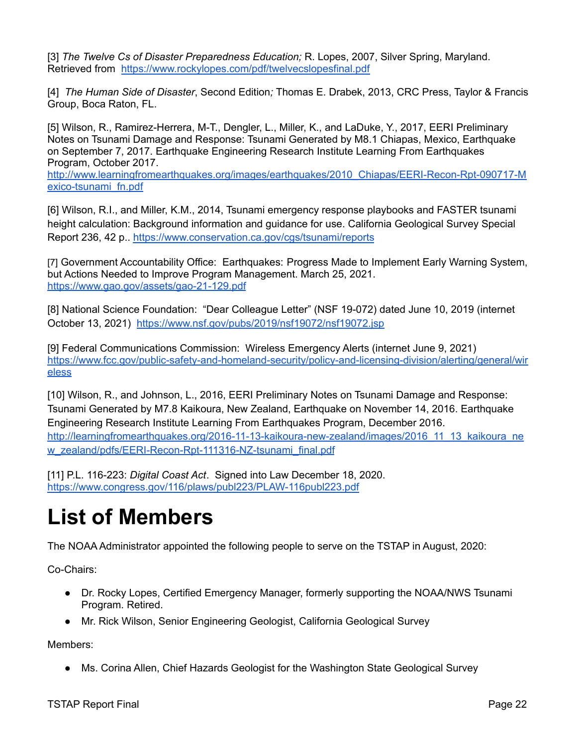[3] *The Twelve Cs of Disaster Preparedness Education;* R. Lopes, 2007, Silver Spring, Maryland. Retrieved from https://www.rockylopes.com/pdf/twelvecslopesfinal.pdf

[4] *The Human Side of Disaster*, Second Edition*;* Thomas E. Drabek, 2013, CRC Press, Taylor & Francis Group, Boca Raton, FL.

[5] Wilson, R., Ramirez-Herrera, M-T., Dengler, L., Miller, K., and LaDuke, Y., 2017, EERI Preliminary Notes on Tsunami Damage and Response: Tsunami Generated by M8.1 Chiapas, Mexico, Earthquake on September 7, 2017. Earthquake Engineering Research Institute Learning From Earthquakes Program, October 2017. http://www.learningfromearthquakes.org/images/earthquakes/2010_Chiapas/EERI-Recon-Rpt-090717-Mexico-tsunami_fn.pdf

[6] Wilson, R.I., and Miller, K.M., 2014, Tsunami emergency response playbooks and FASTER tsunami height calculation: Background information and guidance for use. California Geological Survey Special Report 236, 42 p.. https://www.conservation.ca.gov/cgs/tsunami/reports

[7] Government Accountability Office: Earthquakes: Progress Made to Implement Early Warning System, but Actions Needed to Improve Program Management. March 25, 2021. https://www.gao.gov/assets/gao-21-129.pdf

[8] National Science Foundation: "Dear Colleague Letter" (NSF 19-072) dated June 10, 2019 (internet October 13, 2021) https://www.nsf.gov/pubs/2019/nsf19072/nsf19072.jsp

[9] Federal Communications Commission: Wireless Emergency Alerts (internet June 9, 2021) https://www.fcc.gov/public-safety-and-homeland-security/policy-and-licensing-division/alerting/general/wireless

[10] Wilson, R., and Johnson, L., 2016, EERI Preliminary Notes on Tsunami Damage and Response: Tsunami Generated by M7.8 Kaikoura, New Zealand, Earthquake on November 14, 2016. Earthquake Engineering Research Institute Learning From Earthquakes Program, December 2016. http://learningfromearthquakes.org/2016-11-13-kaikoura-new-zealand/images/2016_11_13_kaikoura_new_zealand/pdfs/EERI-Recon-Rpt-111316-NZ-tsunami_final.pdf

[11] P.L. 116-223: *Digital Coast Act*. Signed into Law December 18, 2020. https://www.congress.gov/116/plaws/publ223/PLAW-116publ223.pdf

# List of Members

The NOAA Administrator appointed the following people to serve on the TSTAP in August, 2020:

Co-Chairs:

- Dr. Rocky Lopes, Certified Emergency Manager, formerly supporting the NOAA/NWS Tsunami Program. Retired.
- Mr. Rick Wilson, Senior Engineering Geologist, California Geological Survey

Members:

- Ms. Corina Allen, Chief Hazards Geologist for the Washington State Geological Survey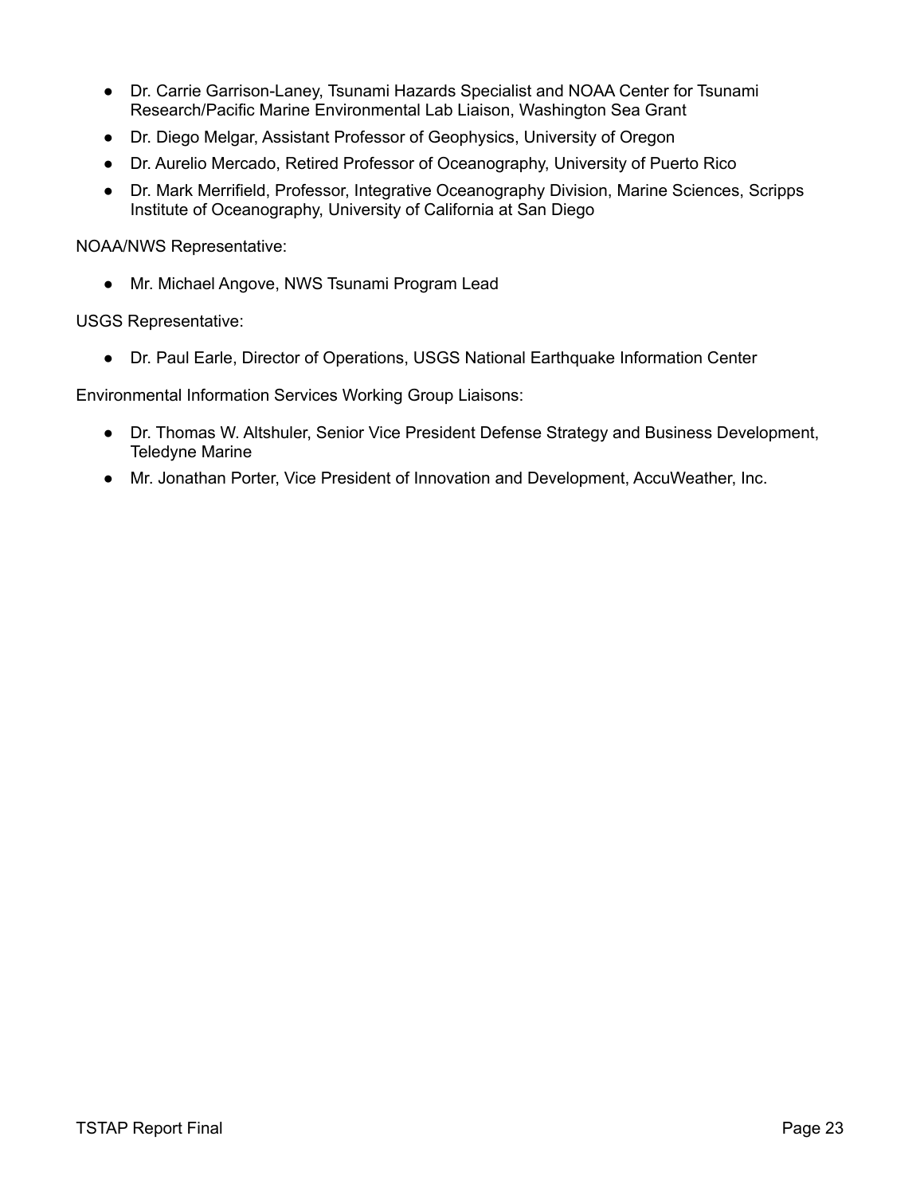- Dr. Carrie Garrison-Laney, Tsunami Hazards Specialist and NOAA Center for Tsunami Research/Pacific Marine Environmental Lab Liaison, Washington Sea Grant
- Dr. Diego Melgar, Assistant Professor of Geophysics, University of Oregon
- Dr. Aurelio Mercado, Retired Professor of Oceanography, University of Puerto Rico
- Dr. Mark Merrifield, Professor, Integrative Oceanography Division, Marine Sciences, Scripps Institute of Oceanography, University of California at San Diego

NOAA/NWS Representative:

- Mr. Michael Angove, NWS Tsunami Program Lead

USGS Representative:

- Dr. Paul Earle, Director of Operations, USGS National Earthquake Information Center

Environmental Information Services Working Group Liaisons:

- Dr. Thomas W. Altshuler, Senior Vice President Defense Strategy and Business Development, Teledyne Marine
- Mr. Jonathan Porter, Vice President of Innovation and Development, AccuWeather, Inc.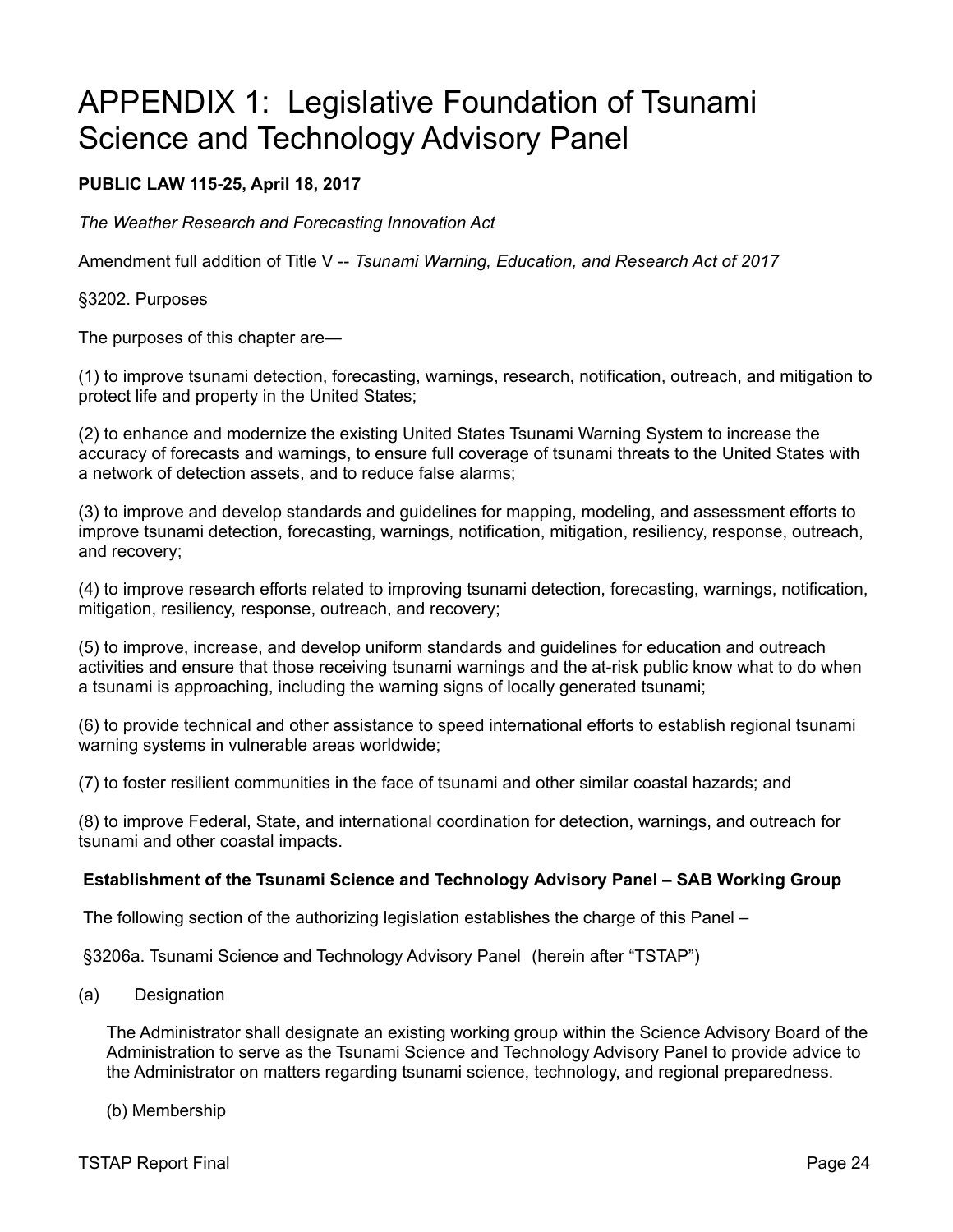# APPENDIX 1: Legislative Foundation of Tsunami Science and Technology Advisory Panel

**PUBLIC LAW 115-25, April 18, 2017**

*The Weather Research and Forecasting Innovation Act*

Amendment full addition of Title V -- *Tsunami Warning, Education, and Research Act of 2017*

§3202. Purposes

The purposes of this chapter are—

(1) to improve tsunami detection, forecasting, warnings, research, notification, outreach, and mitigation to protect life and property in the United States;

(2) to enhance and modernize the existing United States Tsunami Warning System to increase the accuracy of forecasts and warnings, to ensure full coverage of tsunami threats to the United States with a network of detection assets, and to reduce false alarms;

(3) to improve and develop standards and guidelines for mapping, modeling, and assessment efforts to improve tsunami detection, forecasting, warnings, notification, mitigation, resiliency, response, outreach, and recovery;

(4) to improve research efforts related to improving tsunami detection, forecasting, warnings, notification, mitigation, resiliency, response, outreach, and recovery;

(5) to improve, increase, and develop uniform standards and guidelines for education and outreach activities and ensure that those receiving tsunami warnings and the at-risk public know what to do when a tsunami is approaching, including the warning signs of locally generated tsunami;

(6) to provide technical and other assistance to speed international efforts to establish regional tsunami warning systems in vulnerable areas worldwide;

(7) to foster resilient communities in the face of tsunami and other similar coastal hazards; and

(8) to improve Federal, State, and international coordination for detection, warnings, and outreach for tsunami and other coastal impacts.

**Establishment of the Tsunami Science and Technology Advisory Panel – SAB Working Group**

The following section of the authorizing legislation establishes the charge of this Panel –

§3206a. Tsunami Science and Technology Advisory Panel (herein after "TSTAP")

(a) Designation

The Administrator shall designate an existing working group within the Science Advisory Board of the Administration to serve as the Tsunami Science and Technology Advisory Panel to provide advice to the Administrator on matters regarding tsunami science, technology, and regional preparedness.

(b) Membership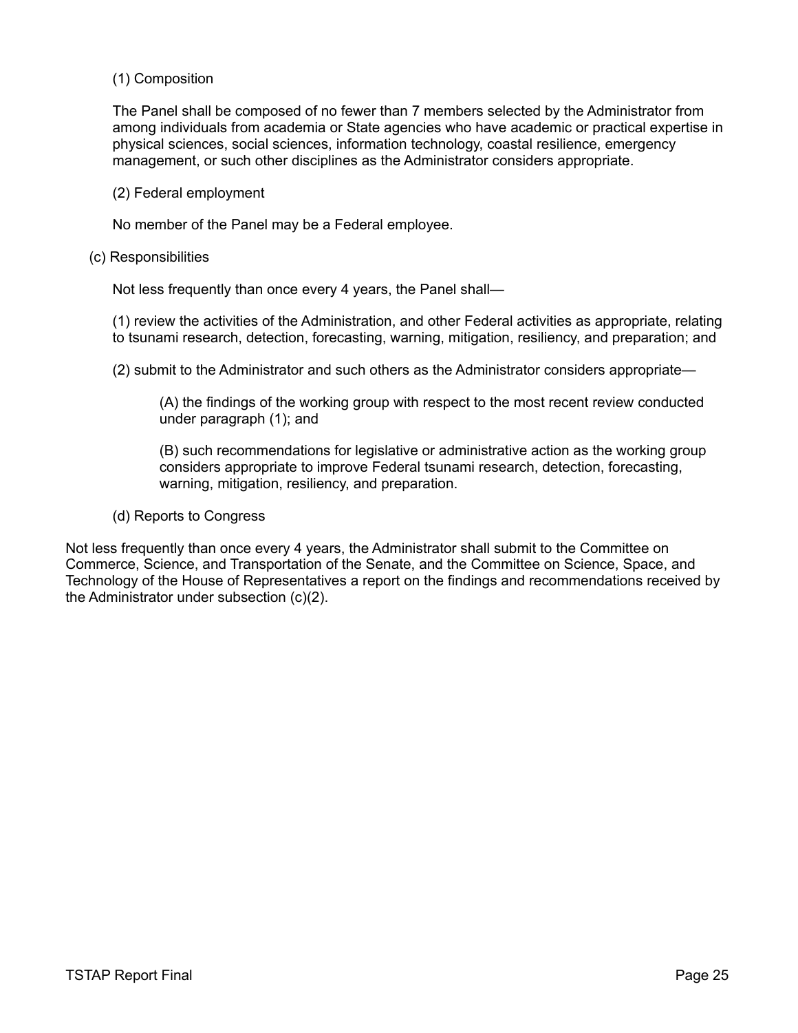(1) Composition

The Panel shall be composed of no fewer than 7 members selected by the Administrator from among individuals from academia or State agencies who have academic or practical expertise in physical sciences, social sciences, information technology, coastal resilience, emergency management, or such other disciplines as the Administrator considers appropriate.

(2) Federal employment

No member of the Panel may be a Federal employee.

(c) Responsibilities

Not less frequently than once every 4 years, the Panel shall—

(1) review the activities of the Administration, and other Federal activities as appropriate, relating to tsunami research, detection, forecasting, warning, mitigation, resiliency, and preparation; and

(2) submit to the Administrator and such others as the Administrator considers appropriate—

(A) the findings of the working group with respect to the most recent review conducted under paragraph (1); and

(B) such recommendations for legislative or administrative action as the working group considers appropriate to improve Federal tsunami research, detection, forecasting, warning, mitigation, resiliency, and preparation.

(d) Reports to Congress

Not less frequently than once every 4 years, the Administrator shall submit to the Committee on Commerce, Science, and Transportation of the Senate, and the Committee on Science, Space, and Technology of the House of Representatives a report on the findings and recommendations received by the Administrator under subsection (c)(2).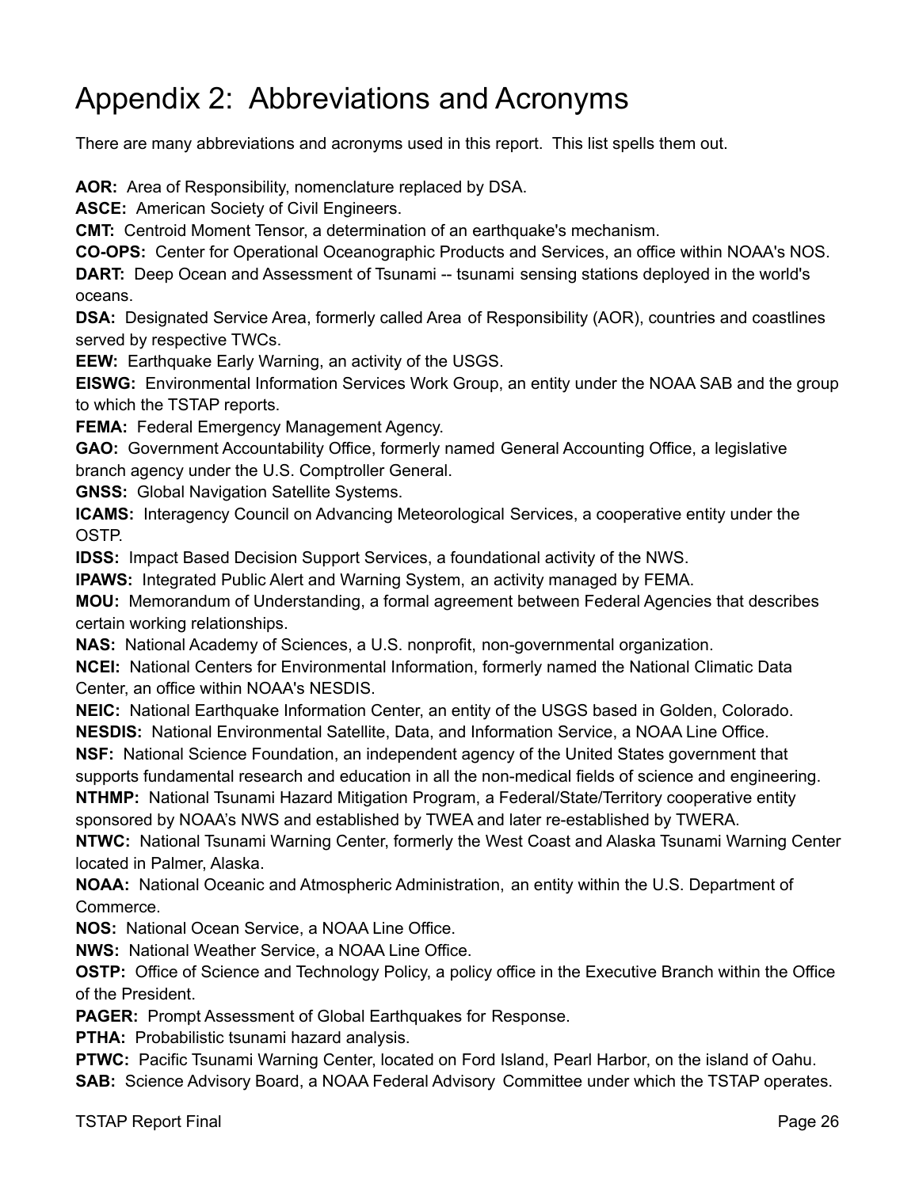# Appendix 2: Abbreviations and Acronyms

There are many abbreviations and acronyms used in this report. This list spells them out.

**AOR:** Area of Responsibility, nomenclature replaced by DSA.
**ASCE:** American Society of Civil Engineers.
**CMT:** Centroid Moment Tensor, a determination of an earthquake's mechanism.
**CO-OPS:** Center for Operational Oceanographic Products and Services, an office within NOAA's NOS.
**DART:** Deep Ocean and Assessment of Tsunami -- tsunami sensing stations deployed in the world's oceans.
**DSA:** Designated Service Area, formerly called Area of Responsibility (AOR), countries and coastlines served by respective TWCs.
**EEW:** Earthquake Early Warning, an activity of the USGS.
**EISWG:** Environmental Information Services Work Group, an entity under the NOAA SAB and the group to which the TSTAP reports.
**FEMA:** Federal Emergency Management Agency.
**GAO:** Government Accountability Office, formerly named General Accounting Office, a legislative branch agency under the U.S. Comptroller General.
**GNSS:** Global Navigation Satellite Systems.
**ICAMS:** Interagency Council on Advancing Meteorological Services, a cooperative entity under the OSTP.
**IDSS:** Impact Based Decision Support Services, a foundational activity of the NWS.
**IPAWS:** Integrated Public Alert and Warning System, an activity managed by FEMA.
**MOU:** Memorandum of Understanding, a formal agreement between Federal Agencies that describes certain working relationships.
**NAS:** National Academy of Sciences, a U.S. nonprofit, non-governmental organization.
**NCEI:** National Centers for Environmental Information, formerly named the National Climatic Data Center, an office within NOAA's NESDIS.
**NEIC:** National Earthquake Information Center, an entity of the USGS based in Golden, Colorado.
**NESDIS:** National Environmental Satellite, Data, and Information Service, a NOAA Line Office.
**NSF:** National Science Foundation, an independent agency of the United States government that supports fundamental research and education in all the non-medical fields of science and engineering.
**NTHMP:** National Tsunami Hazard Mitigation Program, a Federal/State/Territory cooperative entity sponsored by NOAA's NWS and established by TWEA and later re-established by TWERA.
**NTWC:** National Tsunami Warning Center, formerly the West Coast and Alaska Tsunami Warning Center located in Palmer, Alaska.
**NOAA:** National Oceanic and Atmospheric Administration, an entity within the U.S. Department of Commerce.
**NOS:** National Ocean Service, a NOAA Line Office.
**NWS:** National Weather Service, a NOAA Line Office.
**OSTP:** Office of Science and Technology Policy, a policy office in the Executive Branch within the Office of the President.
**PAGER:** Prompt Assessment of Global Earthquakes for Response.
**PTHA:** Probabilistic tsunami hazard analysis.
**PTWC:** Pacific Tsunami Warning Center, located on Ford Island, Pearl Harbor, on the island of Oahu.
**SAB:** Science Advisory Board, a NOAA Federal Advisory Committee under which the TSTAP operates.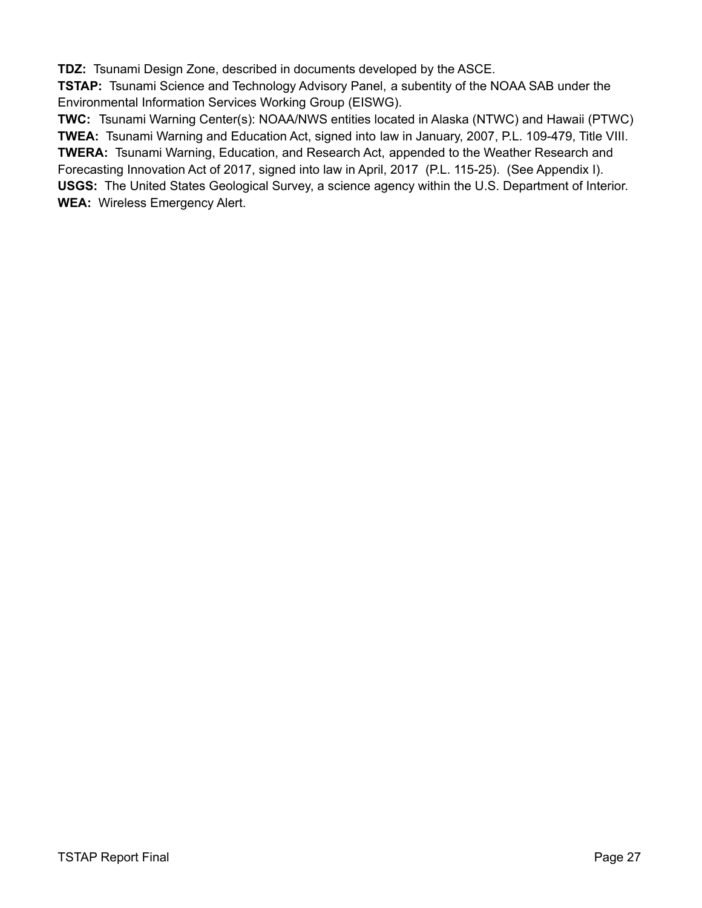**TDZ:** Tsunami Design Zone, described in documents developed by the ASCE.

**TSTAP:** Tsunami Science and Technology Advisory Panel, a subentity of the NOAA SAB under the Environmental Information Services Working Group (EISWG).

**TWC:** Tsunami Warning Center(s): NOAA/NWS entities located in Alaska (NTWC) and Hawaii (PTWC)

**TWEA:** Tsunami Warning and Education Act, signed into law in January, 2007, P.L. 109-479, Title VIII.

**TWERA:** Tsunami Warning, Education, and Research Act, appended to the Weather Research and Forecasting Innovation Act of 2017, signed into law in April, 2017 (P.L. 115-25). (See Appendix I).

**USGS:** The United States Geological Survey, a science agency within the U.S. Department of Interior.

**WEA:** Wireless Emergency Alert.